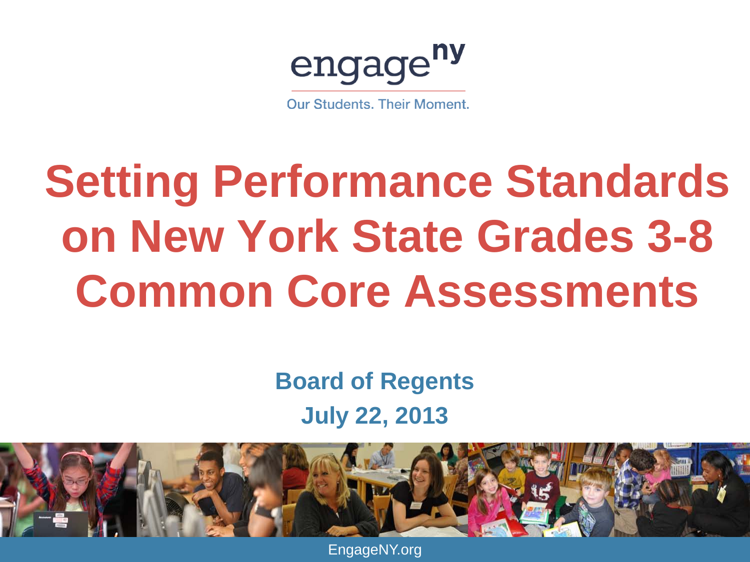engage^ny

Our Students. Their Moment.

# Setting Performance Standards on New York State Grades 3-8 Common Core Assessments

**Board of Regents**

**July 22, 2013**

EngageNY.org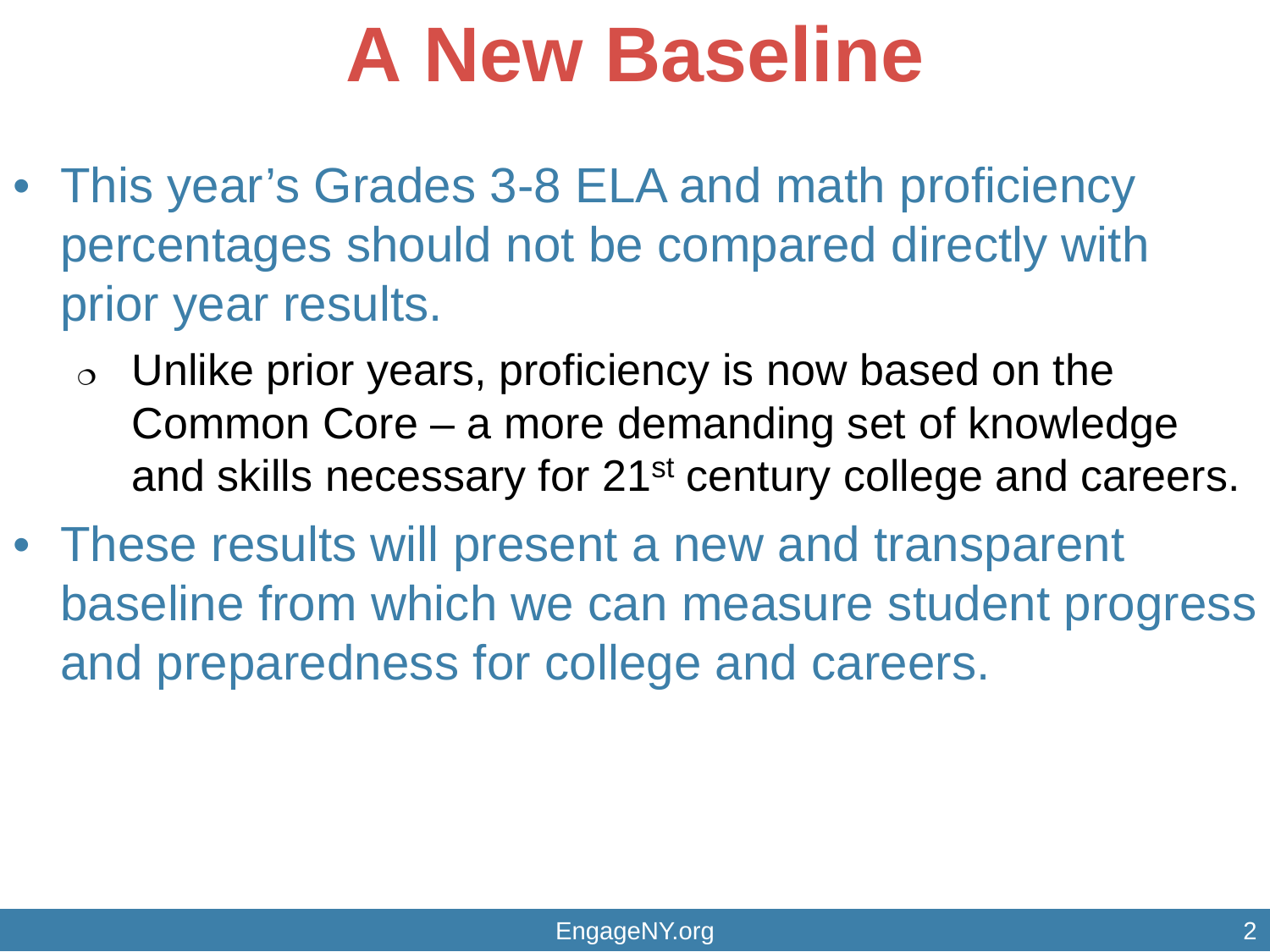# A New Baseline

- This year's Grades 3-8 ELA and math proficiency percentages should not be compared directly with prior year results.
  - Unlike prior years, proficiency is now based on the Common Core – a more demanding set of knowledge and skills necessary for 21st century college and careers.
- These results will present a new and transparent baseline from which we can measure student progress and preparedness for college and careers.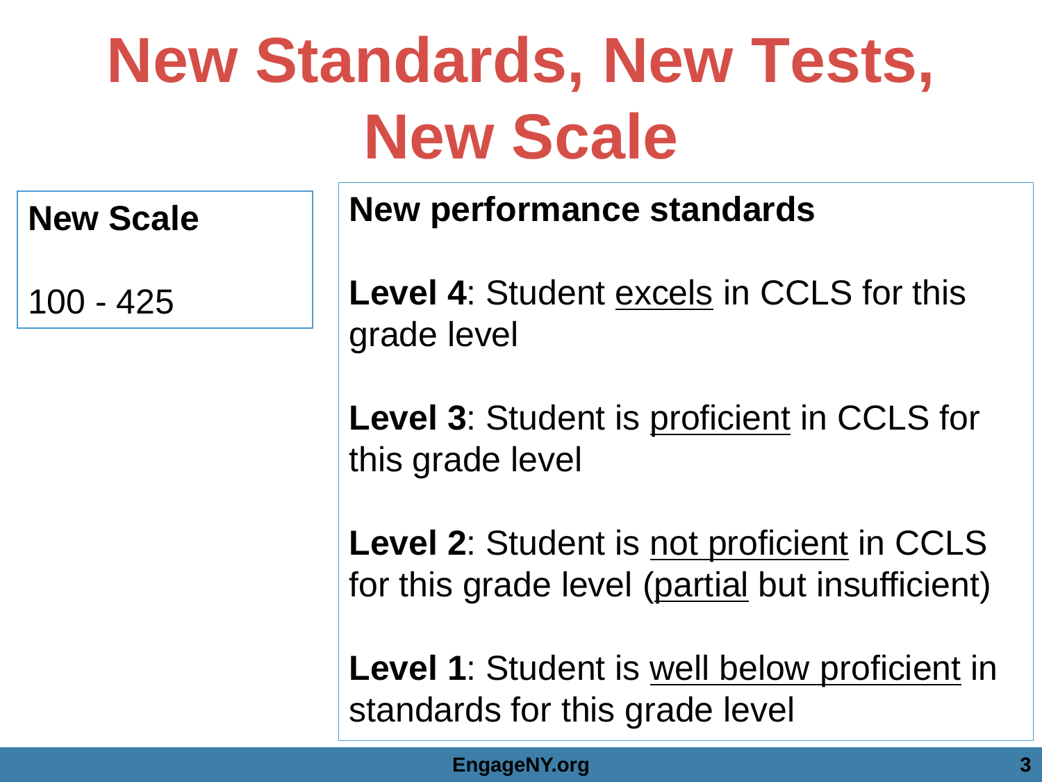# New Standards, New Tests, New Scale

**New Scale**

100 - 425

**New performance standards**

**Level 4**: Student <u>excels</u> in CCLS for this grade level

**Level 3**: Student is <u>proficient</u> in CCLS for this grade level

**Level 2**: Student is <u>not proficient</u> in CCLS for this grade level (<u>partial</u> but insufficient)

**Level 1**: Student is <u>well below proficient</u> in standards for this grade level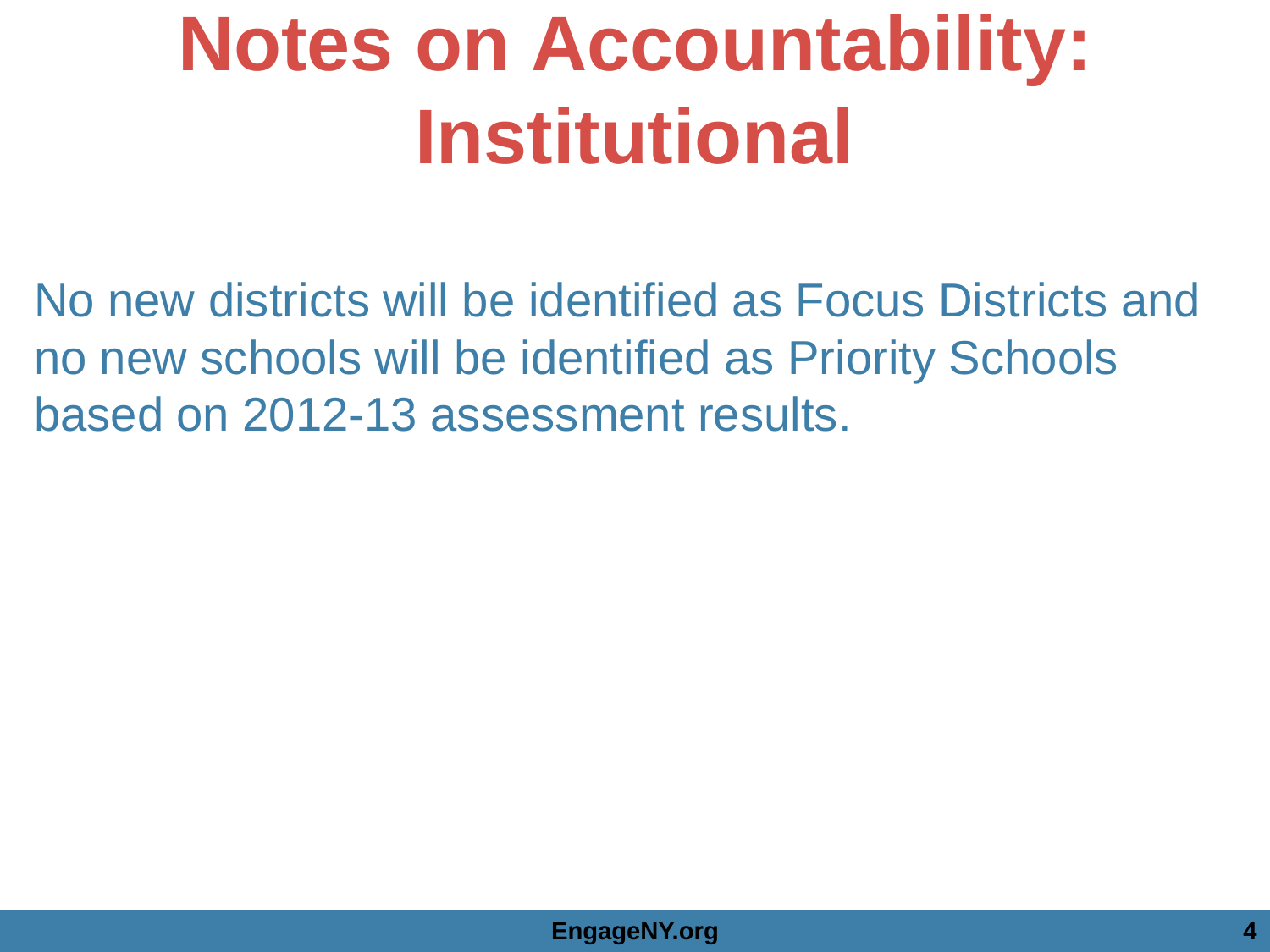# Notes on Accountability: Institutional

No new districts will be identified as Focus Districts and no new schools will be identified as Priority Schools based on 2012-13 assessment results.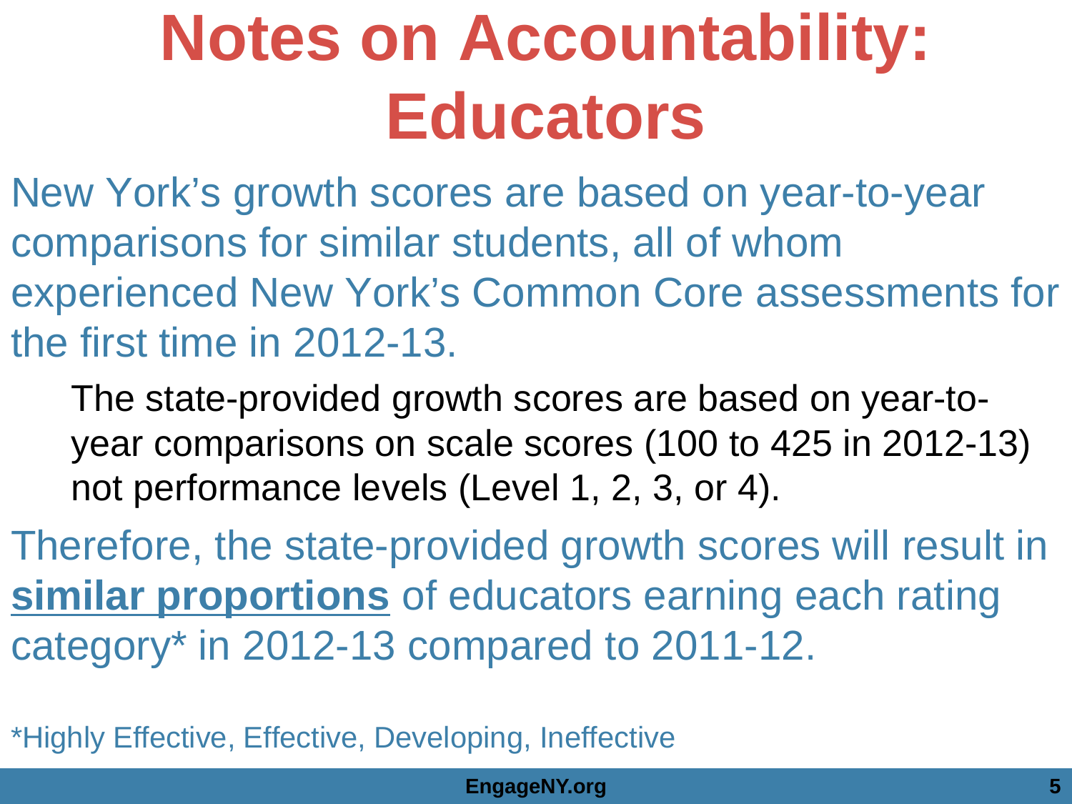# Notes on Accountability: Educators

New York's growth scores are based on year-to-year comparisons for similar students, all of whom experienced New York's Common Core assessments for the first time in 2012-13.

The state-provided growth scores are based on year-to-year comparisons on scale scores (100 to 425 in 2012-13) not performance levels (Level 1, 2, 3, or 4).

Therefore, the state-provided growth scores will result in **similar proportions** of educators earning each rating category* in 2012-13 compared to 2011-12.

*Highly Effective, Effective, Developing, Ineffective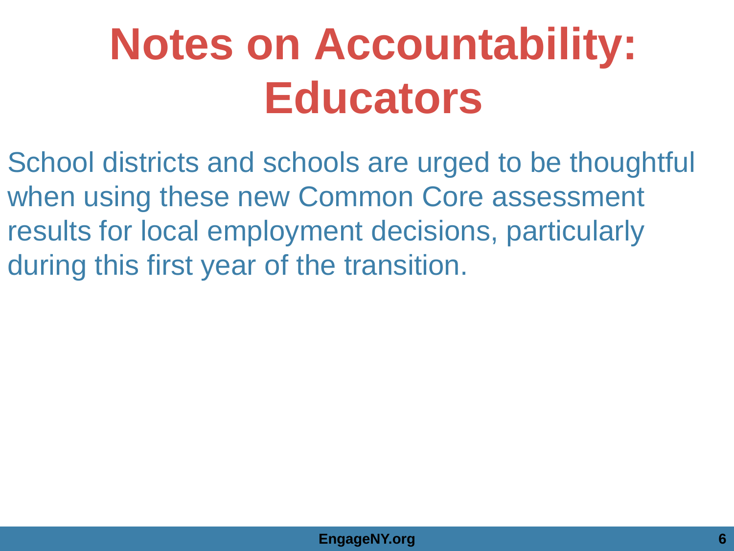# Notes on Accountability: Educators

School districts and schools are urged to be thoughtful when using these new Common Core assessment results for local employment decisions, particularly during this first year of the transition.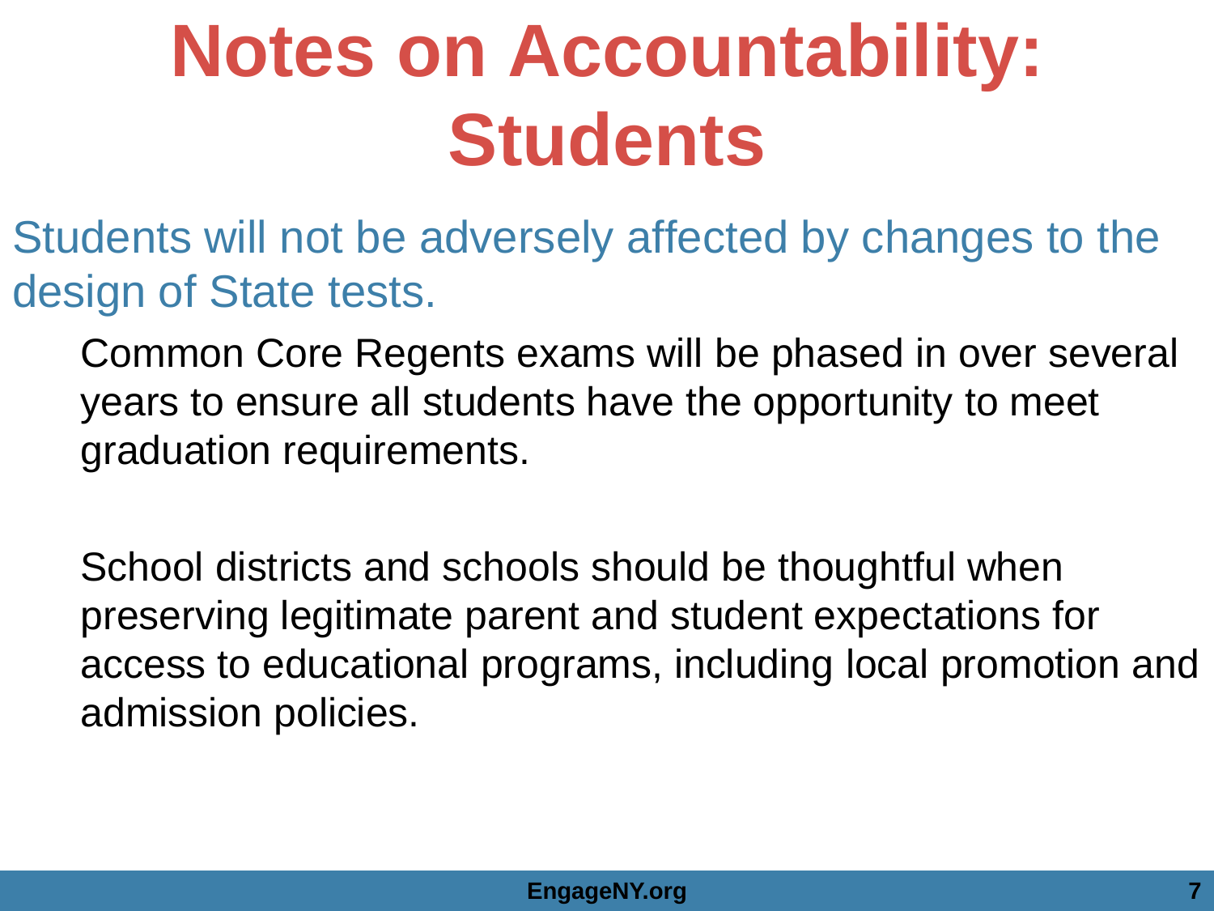# Notes on Accountability: Students

Students will not be adversely affected by changes to the design of State tests.

Common Core Regents exams will be phased in over several years to ensure all students have the opportunity to meet graduation requirements.

School districts and schools should be thoughtful when preserving legitimate parent and student expectations for access to educational programs, including local promotion and admission policies.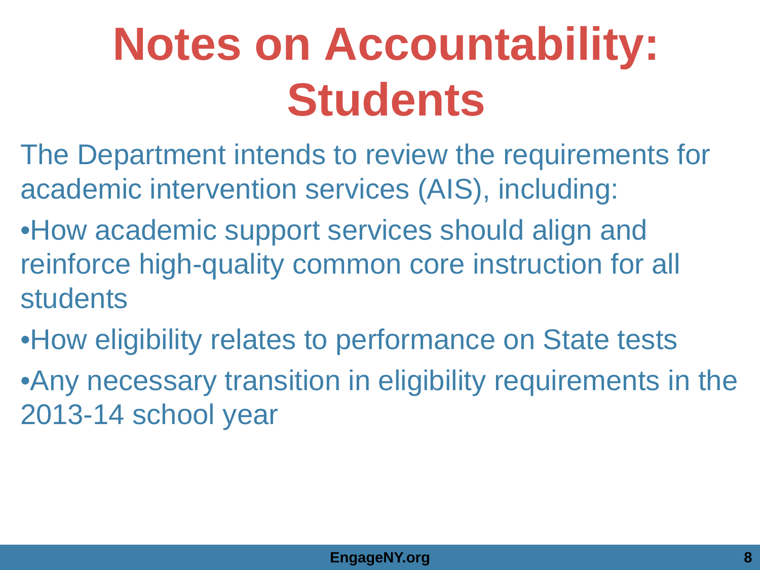# Notes on Accountability: Students

The Department intends to review the requirements for academic intervention services (AIS), including:

- How academic support services should align and reinforce high-quality common core instruction for all students
- How eligibility relates to performance on State tests
- Any necessary transition in eligibility requirements in the 2013-14 school year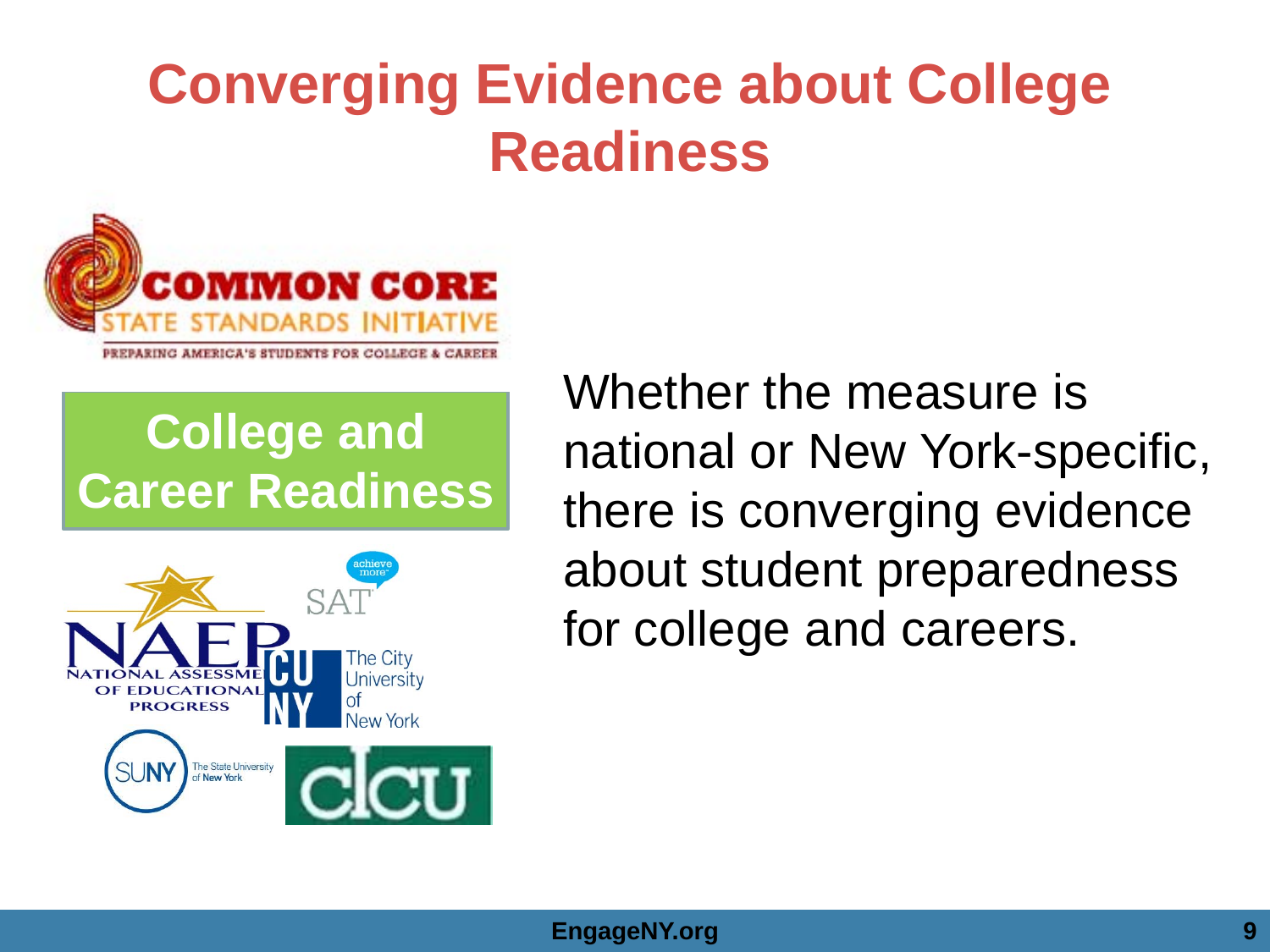# Converging Evidence about College Readiness

**College and Career Readiness**

Whether the measure is national or New York-specific, there is converging evidence about student preparedness for college and careers.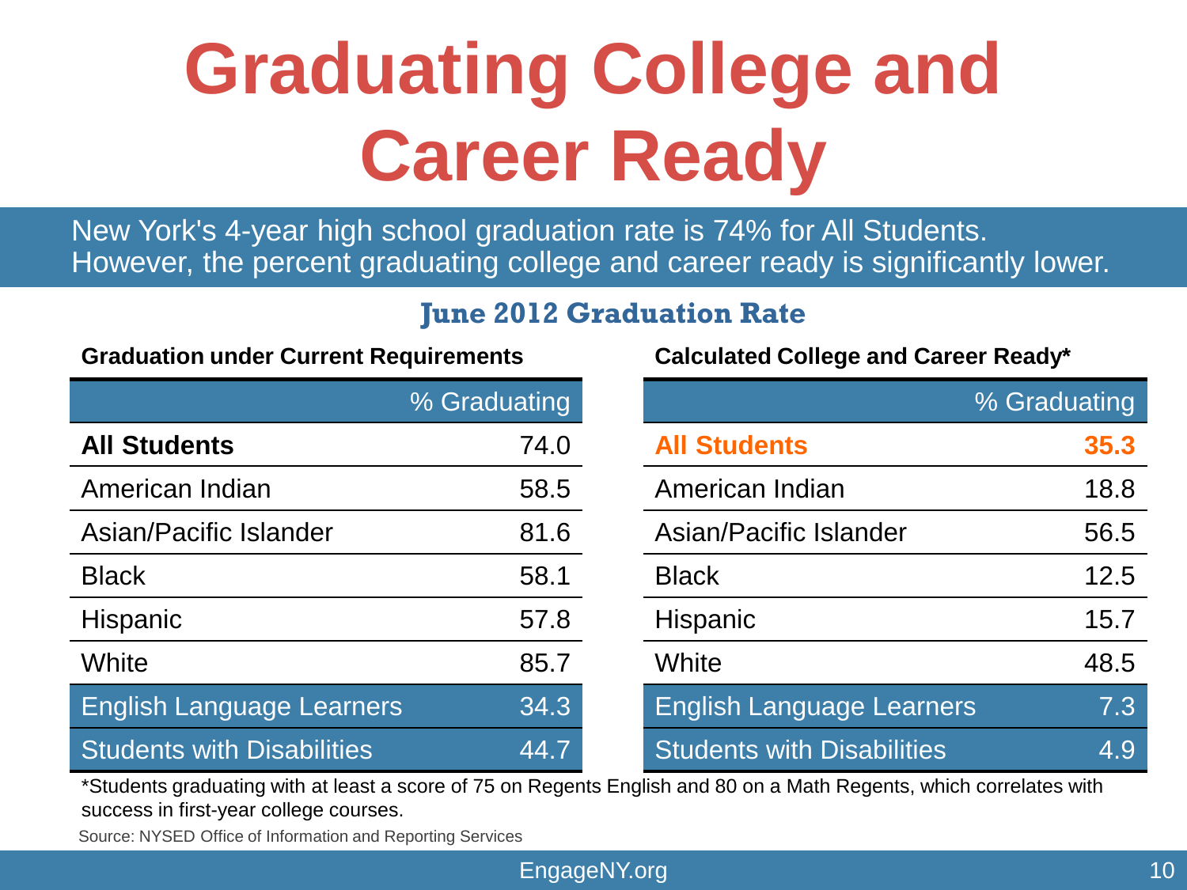# Graduating College and Career Ready

New York's 4-year high school graduation rate is 74% for All Students. However, the percent graduating college and career ready is significantly lower.

## June 2012 Graduation Rate

**Graduation under Current Requirements**

| | % Graduating |
|---|---|
| **All Students** | 74.0 |
| American Indian | 58.5 |
| Asian/Pacific Islander | 81.6 |
| Black | 58.1 |
| Hispanic | 57.8 |
| White | 85.7 |
| English Language Learners | 34.3 |
| Students with Disabilities | 44.7 |

**Calculated College and Career Ready***

| | % Graduating |
|---|---|
| **All Students** | **35.3** |
| American Indian | 18.8 |
| Asian/Pacific Islander | 56.5 |
| Black | 12.5 |
| Hispanic | 15.7 |
| White | 48.5 |
| English Language Learners | 7.3 |
| Students with Disabilities | 4.9 |

*Students graduating with at least a score of 75 on Regents English and 80 on a Math Regents, which correlates with success in first-year college courses.

Source: NYSED Office of Information and Reporting Services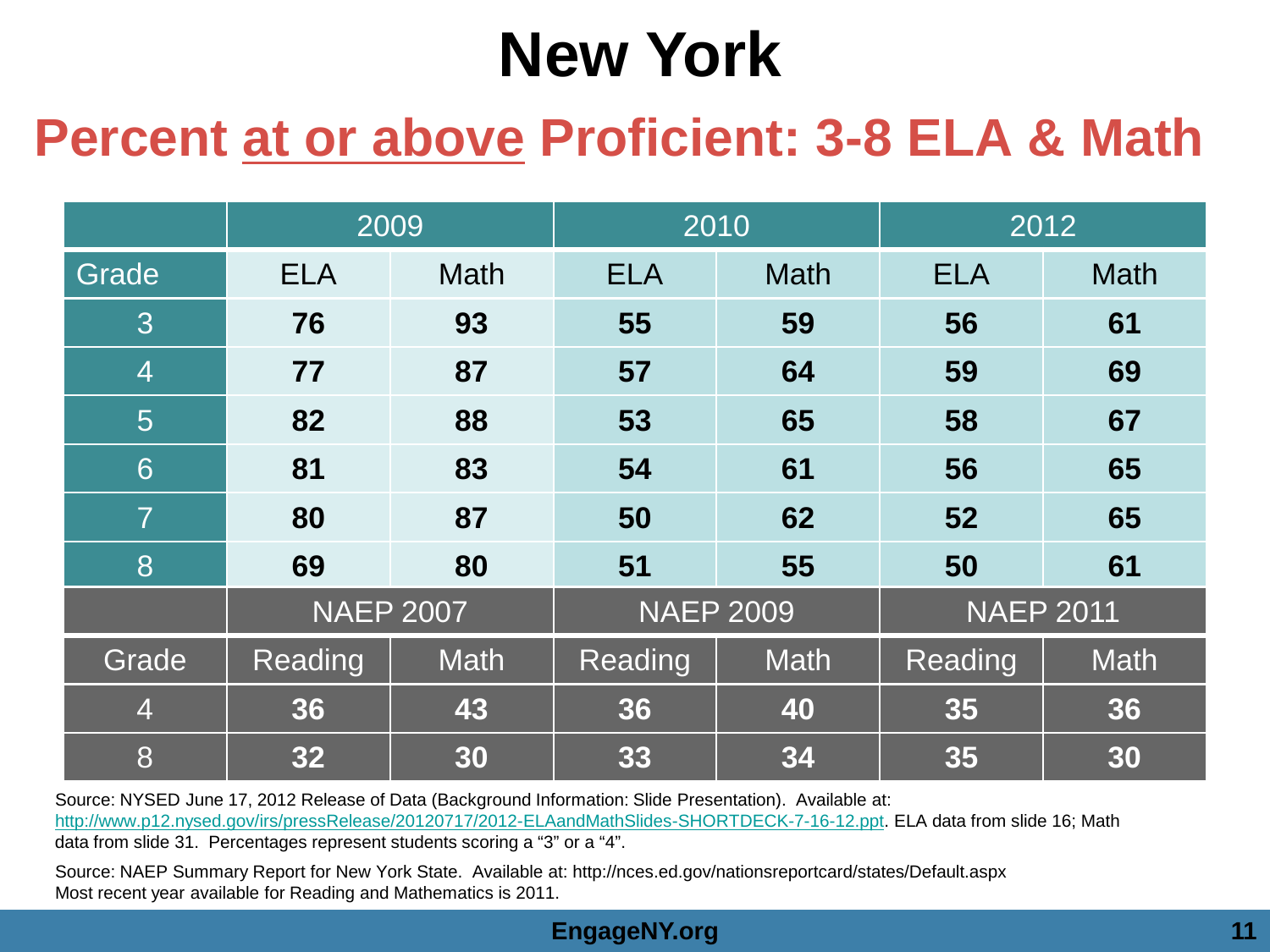# New York

## Percent <u>at or above</u> Proficient: 3-8 ELA & Math

| | 2009 | | 2010 | | 2012 | |
|---|---|---|---|---|---|---|
| Grade | ELA | Math | ELA | Math | ELA | Math |
| 3 | **76** | **93** | **55** | **59** | **56** | **61** |
| 4 | **77** | **87** | **57** | **64** | **59** | **69** |
| 5 | **82** | **88** | **53** | **65** | **58** | **67** |
| 6 | **81** | **83** | **54** | **61** | **56** | **65** |
| 7 | **80** | **87** | **50** | **62** | **52** | **65** |
| 8 | **69** | **80** | **51** | **55** | **50** | **61** |
| | NAEP 2007 | | NAEP 2009 | | NAEP 2011 | |
| Grade | Reading | Math | Reading | Math | Reading | Math |
| 4 | **36** | **43** | **36** | **40** | **35** | **36** |
| 8 | **32** | **30** | **33** | **34** | **35** | **30** |

Source: NYSED June 17, 2012 Release of Data (Background Information: Slide Presentation). Available at: http://www.p12.nysed.gov/irs/pressRelease/20120717/2012-ELAandMathSlides-SHORTDECK-7-16-12.ppt. ELA data from slide 16; Math data from slide 31. Percentages represent students scoring a "3" or a "4".

Source: NAEP Summary Report for New York State. Available at: http://nces.ed.gov/nationsreportcard/states/Default.aspx
Most recent year available for Reading and Mathematics is 2011.

EngageNY.org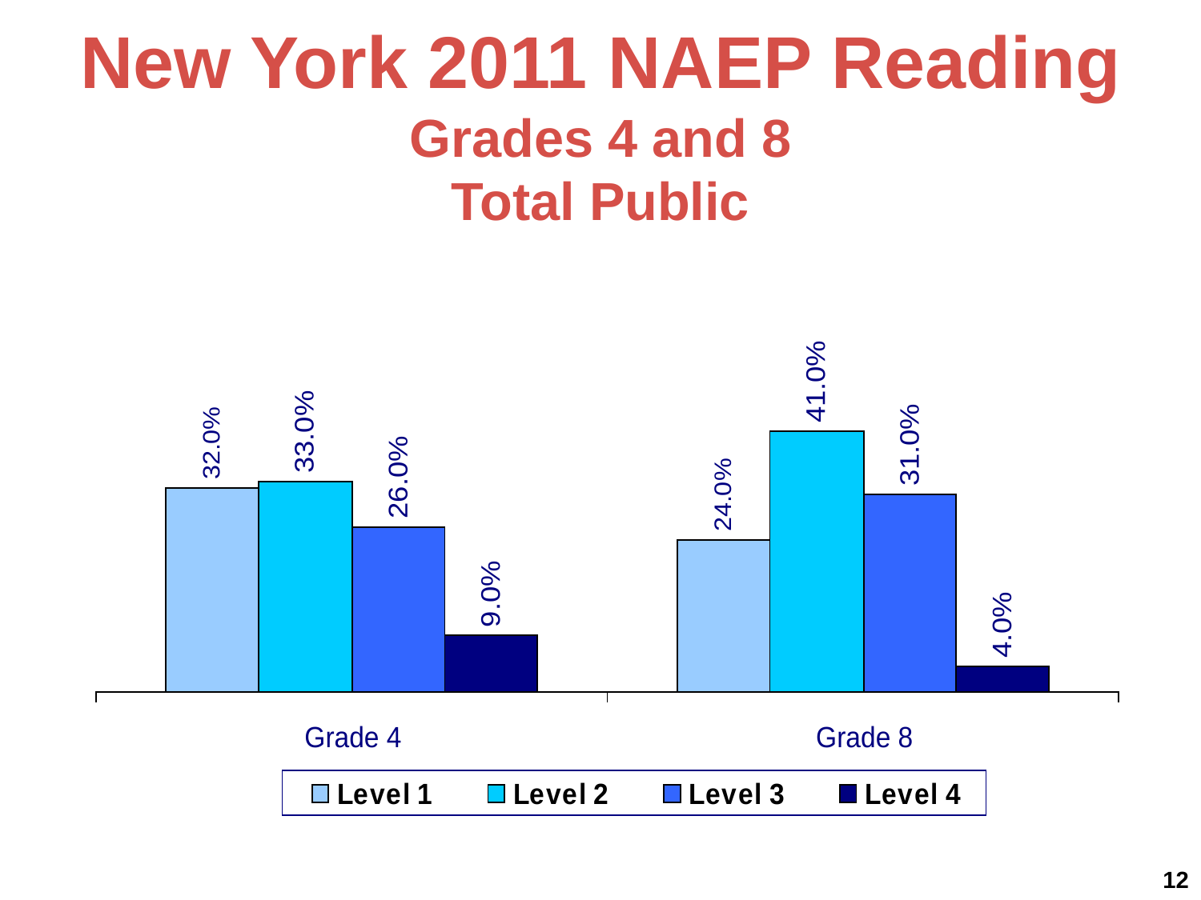# New York 2011 NAEP Reading

## Grades 4 and 8

## Total Public

| | Level 1 | Level 2 | Level 3 | Level 4 |
|---|---|---|---|---|
| Grade 4 | 32.0% | 33.0% | 26.0% | 9.0% |
| Grade 8 | 24.0% | 41.0% | 31.0% | 4.0% |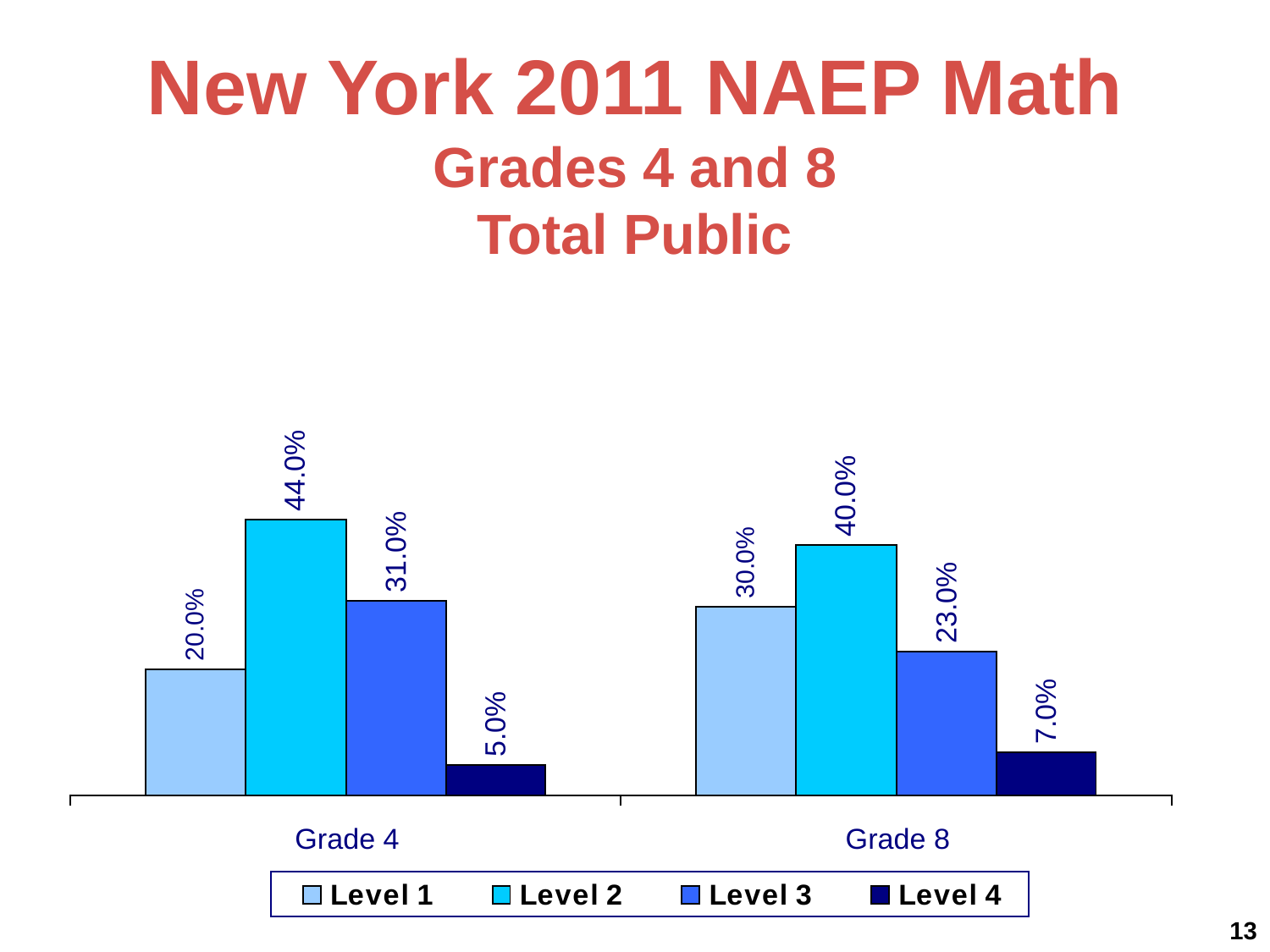# New York 2011 NAEP Math

## Grades 4 and 8

## Total Public

| | Level 1 | Level 2 | Level 3 | Level 4 |
|---|---|---|---|---|
| Grade 4 | 20.0% | 44.0% | 31.0% | 5.0% |
| Grade 8 | 30.0% | 40.0% | 23.0% | 7.0% |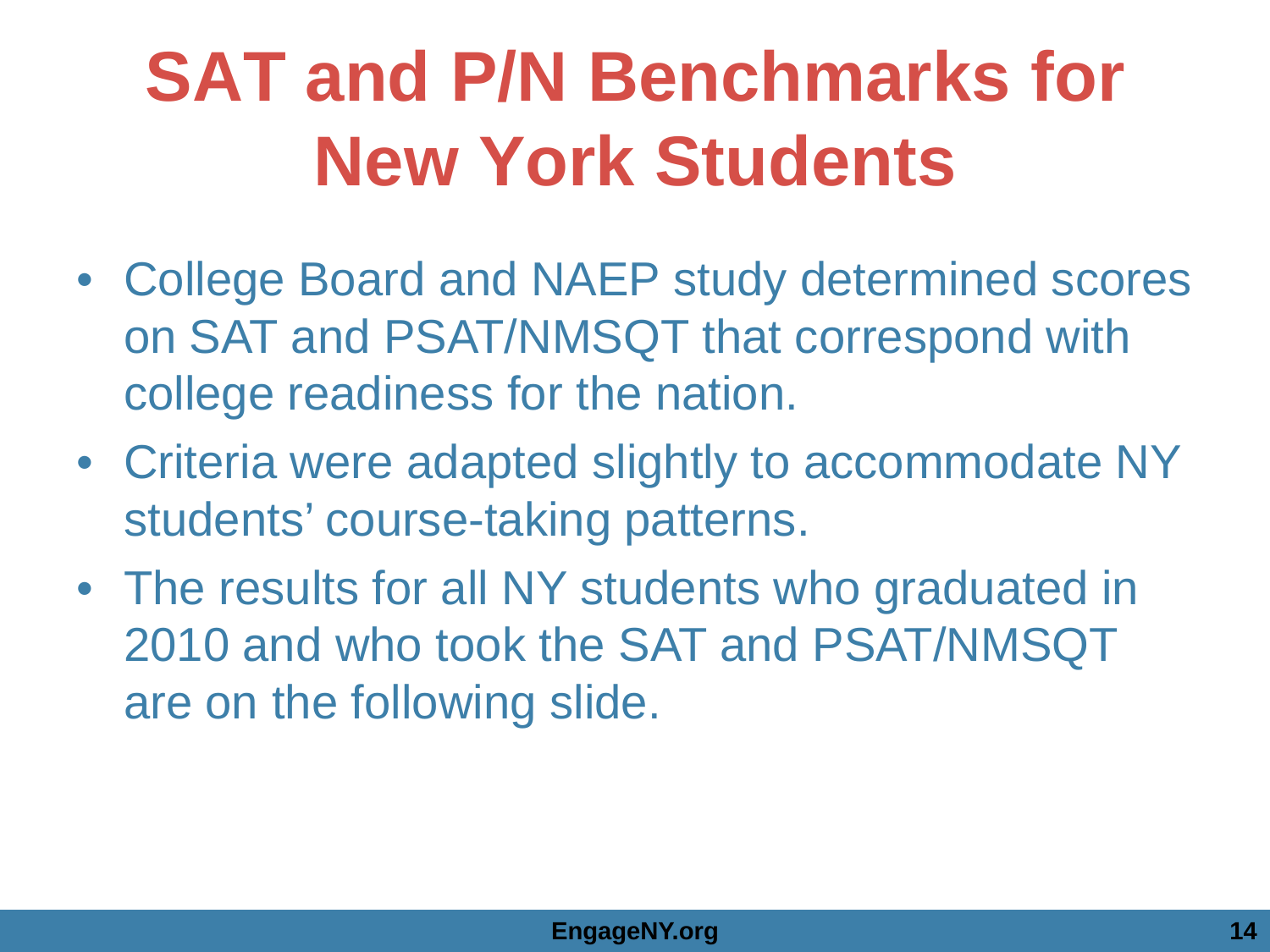# SAT and P/N Benchmarks for New York Students

- College Board and NAEP study determined scores on SAT and PSAT/NMSQT that correspond with college readiness for the nation.
- Criteria were adapted slightly to accommodate NY students' course-taking patterns.
- The results for all NY students who graduated in 2010 and who took the SAT and PSAT/NMSQT are on the following slide.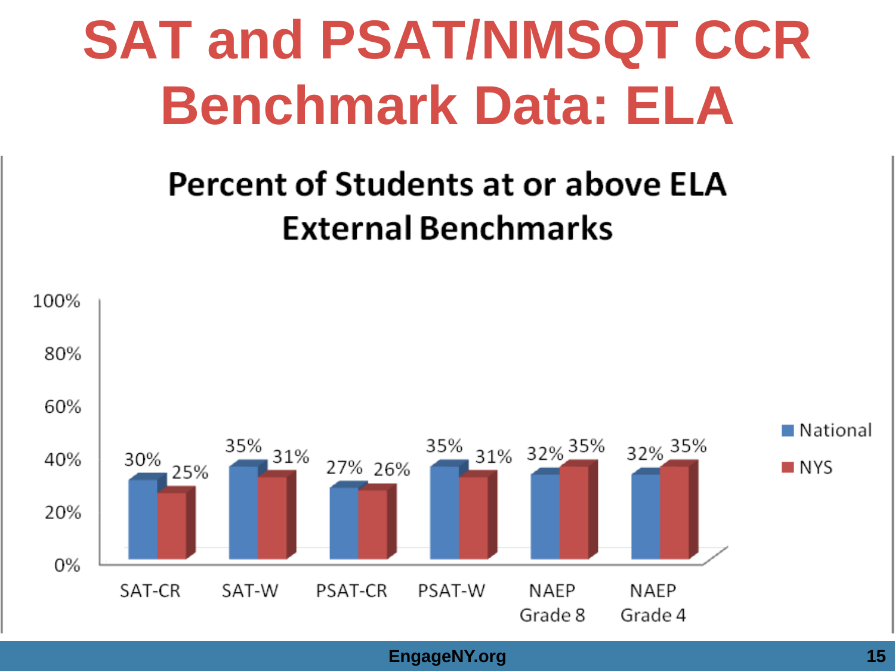# SAT and PSAT/NMSQT CCR Benchmark Data: ELA

## Percent of Students at or above ELA External Benchmarks

| | National | NYS |
|---|---|---|
| SAT-CR | 30% | 25% |
| SAT-W | 35% | 31% |
| PSAT-CR | 27% | 26% |
| PSAT-W | 35% | 31% |
| NAEP Grade 8 | 32% | 35% |
| NAEP Grade 4 | 32% | 35% |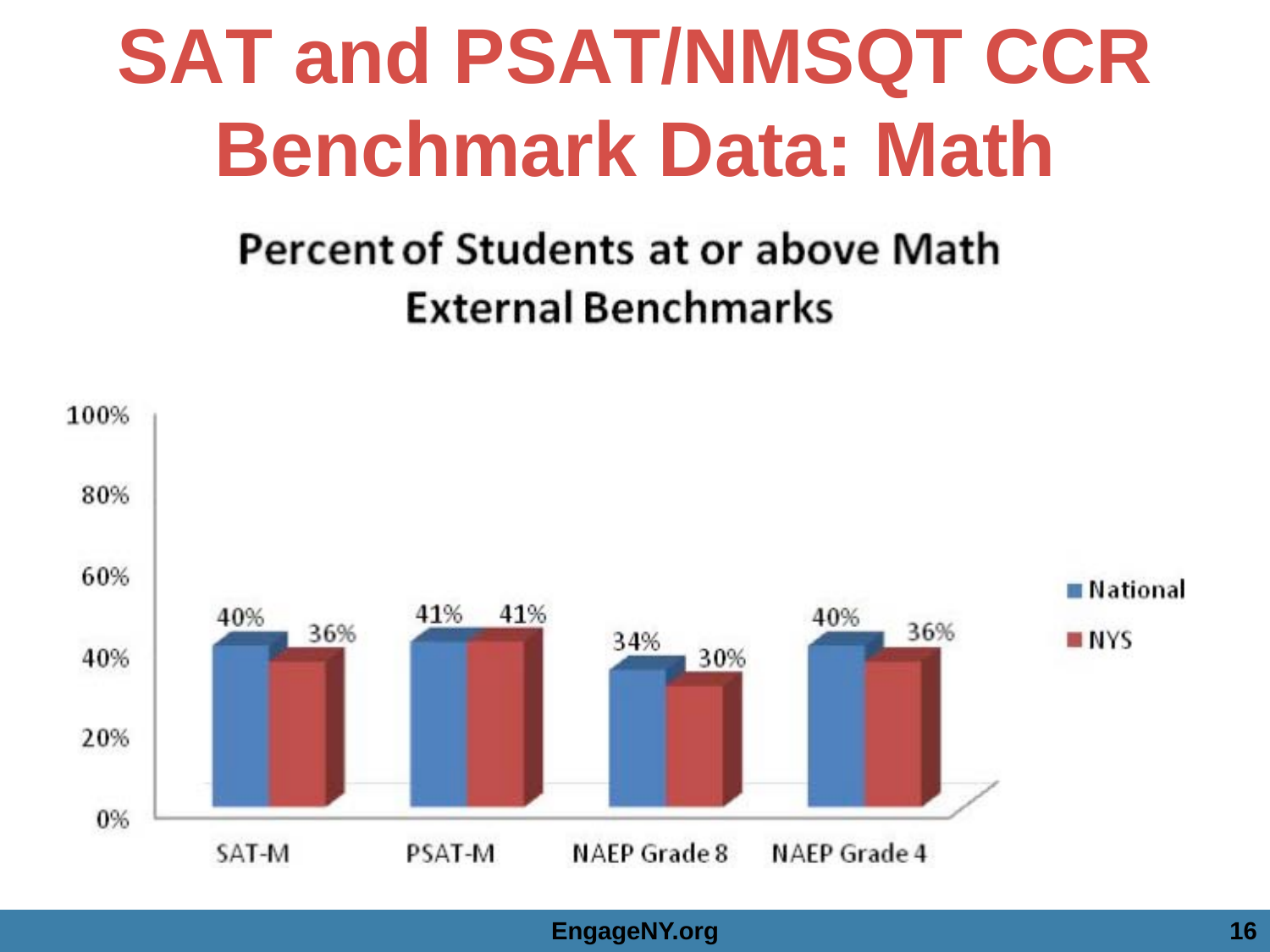# SAT and PSAT/NMSQT CCR Benchmark Data: Math

## Percent of Students at or above Math External Benchmarks

| | National | NYS |
|---|---|---|
| SAT-M | 40% | 36% |
| PSAT-M | 41% | 41% |
| NAEP Grade 8 | 34% | 30% |
| NAEP Grade 4 | 40% | 36% |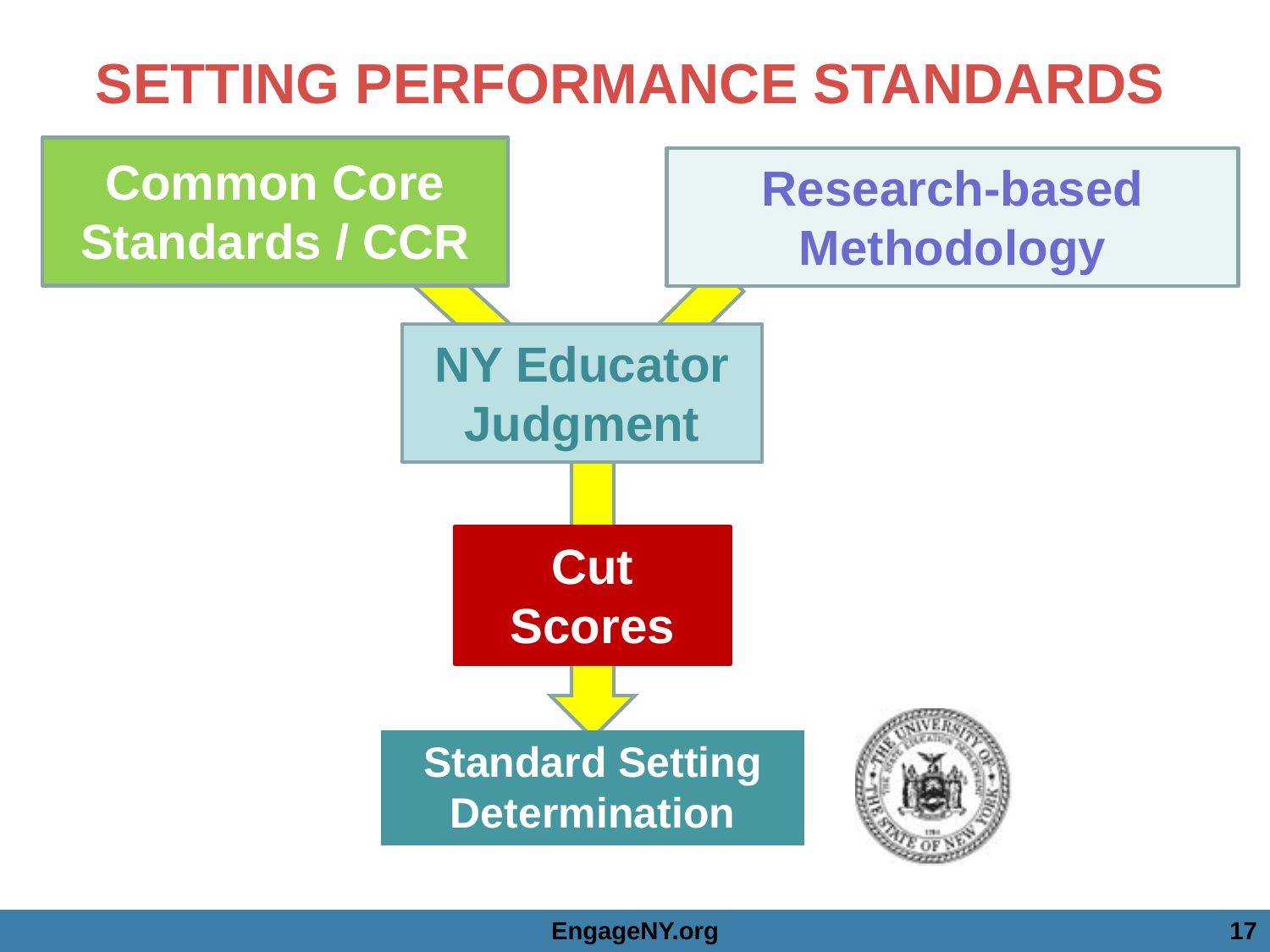# SETTING PERFORMANCE STANDARDS

**Common Core Standards / CCR**

**Research-based Methodology**

**NY Educator Judgment**

**Cut Scores**

**Standard Setting Determination**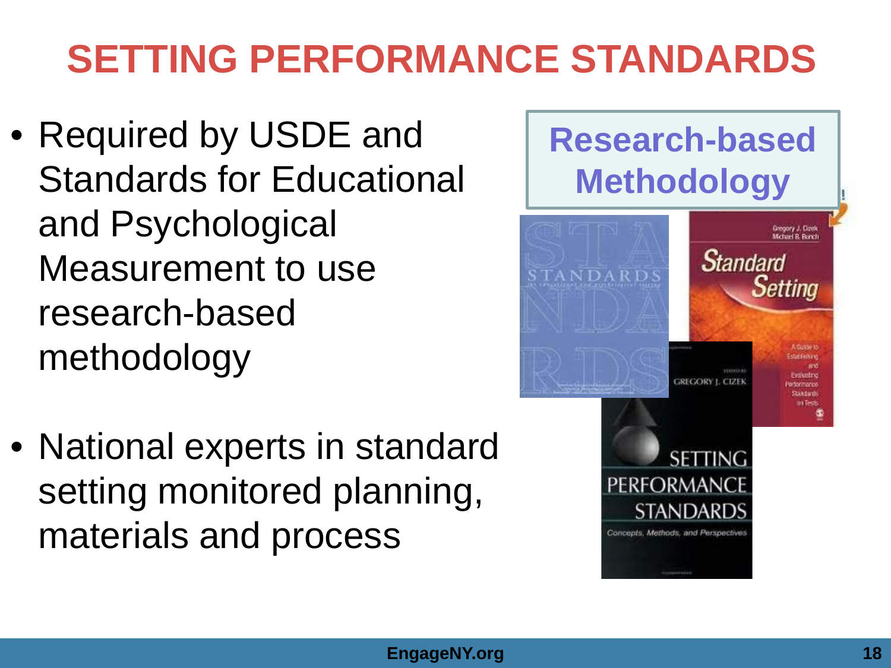# SETTING PERFORMANCE STANDARDS

- Required by USDE and Standards for Educational and Psychological Measurement to use research-based methodology

- National experts in standard setting monitored planning, materials and process

**Research-based Methodology**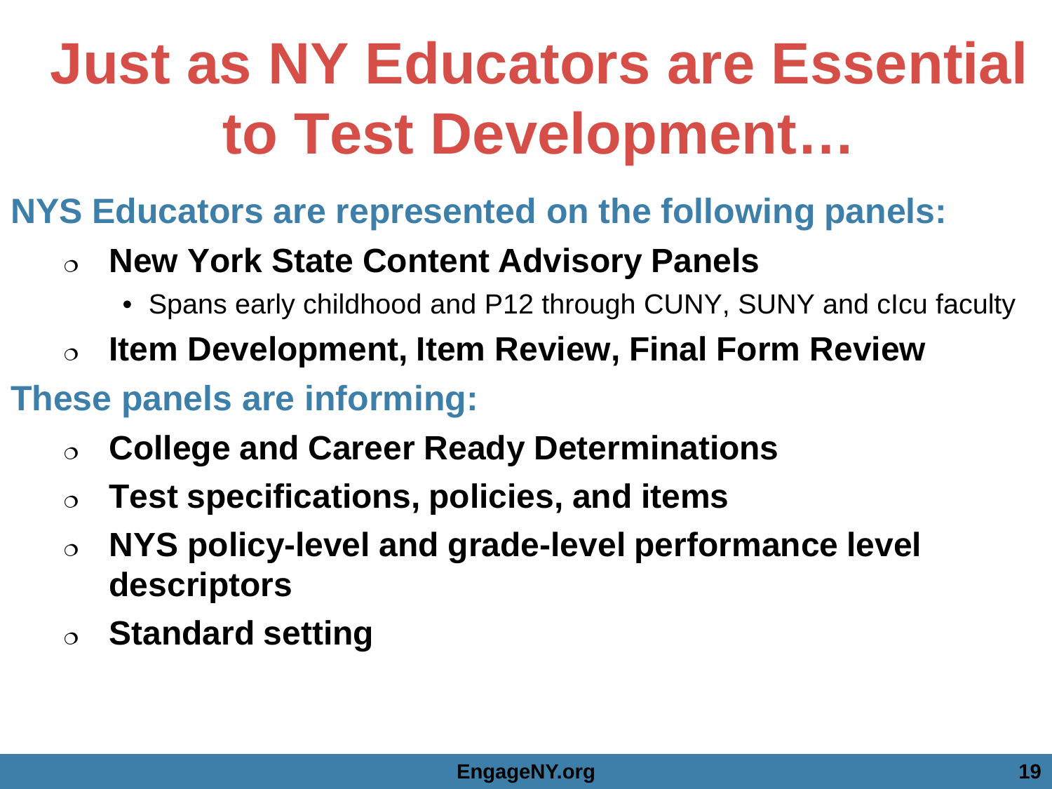# Just as NY Educators are Essential to Test Development…

**NYS Educators are represented on the following panels:**

- **New York State Content Advisory Panels**
  - Spans early childhood and P12 through CUNY, SUNY and cIcu faculty
- **Item Development, Item Review, Final Form Review**

**These panels are informing:**

- **College and Career Ready Determinations**
- **Test specifications, policies, and items**
- **NYS policy-level and grade-level performance level descriptors**
- **Standard setting**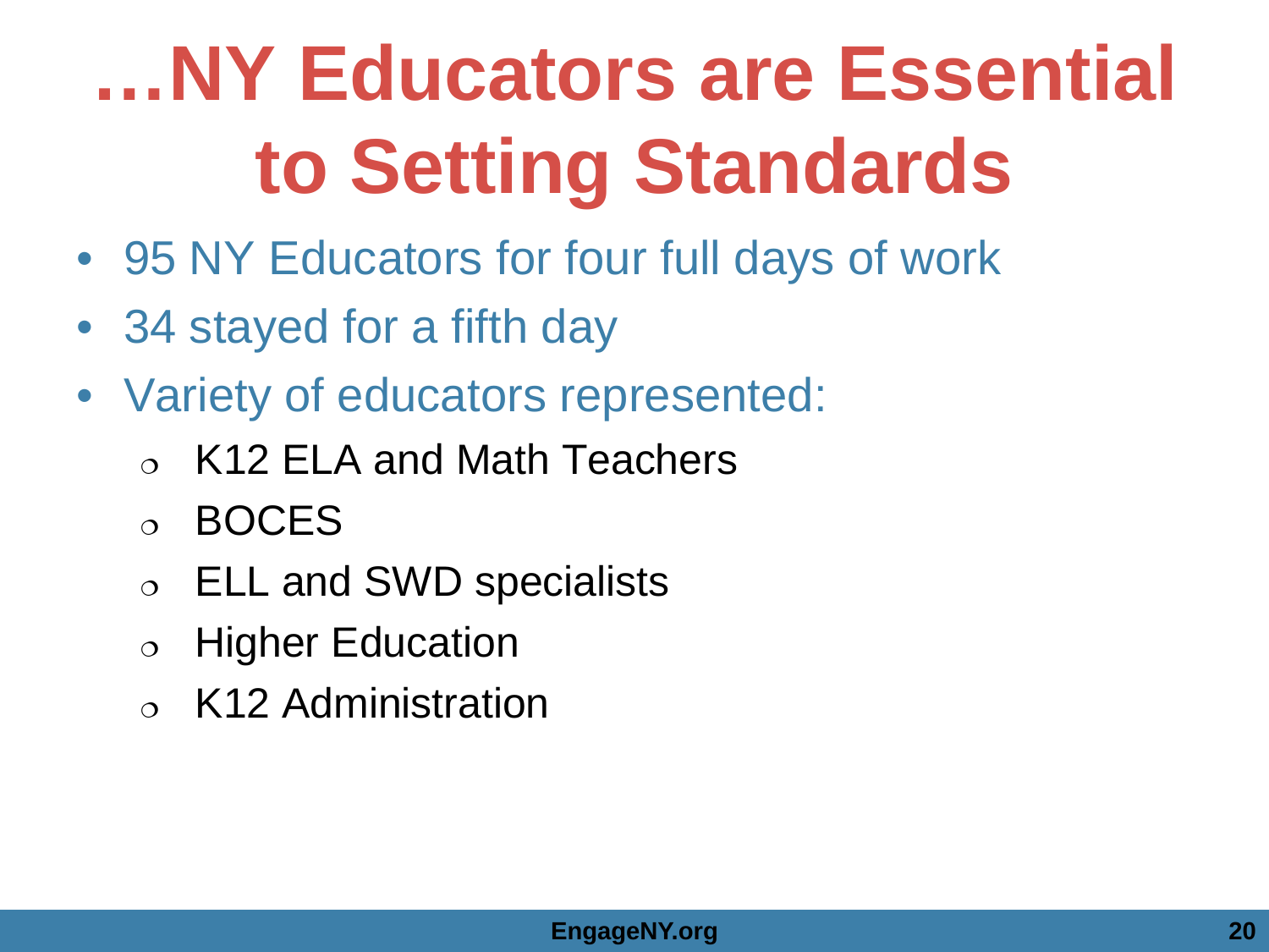# …NY Educators are Essential to Setting Standards

- 95 NY Educators for four full days of work
- 34 stayed for a fifth day
- Variety of educators represented:
  - K12 ELA and Math Teachers
  - BOCES
  - ELL and SWD specialists
  - Higher Education
  - K12 Administration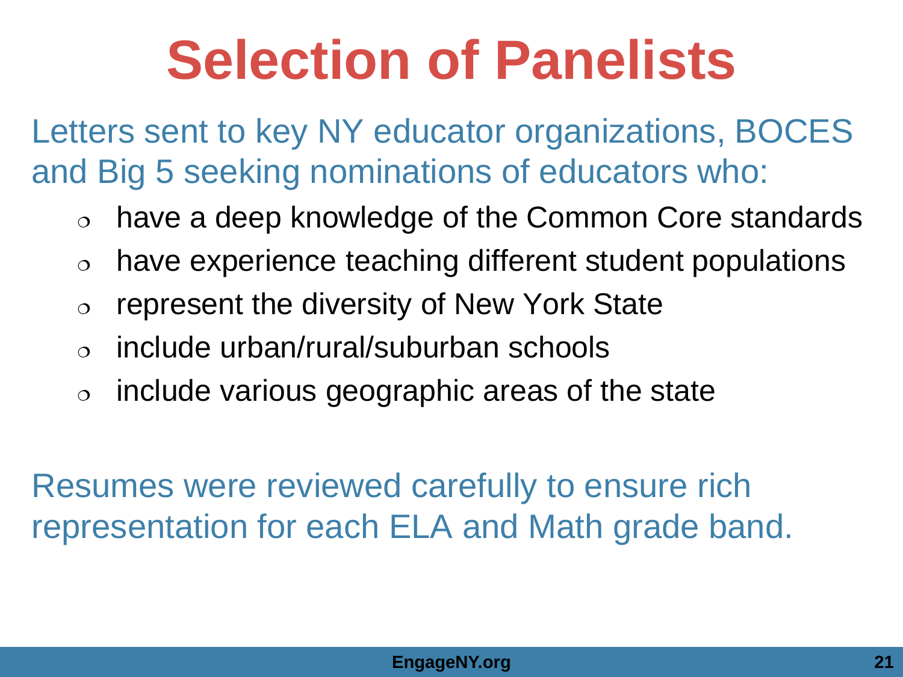# Selection of Panelists

Letters sent to key NY educator organizations, BOCES and Big 5 seeking nominations of educators who:

- have a deep knowledge of the Common Core standards
- have experience teaching different student populations
- represent the diversity of New York State
- include urban/rural/suburban schools
- include various geographic areas of the state

Resumes were reviewed carefully to ensure rich representation for each ELA and Math grade band.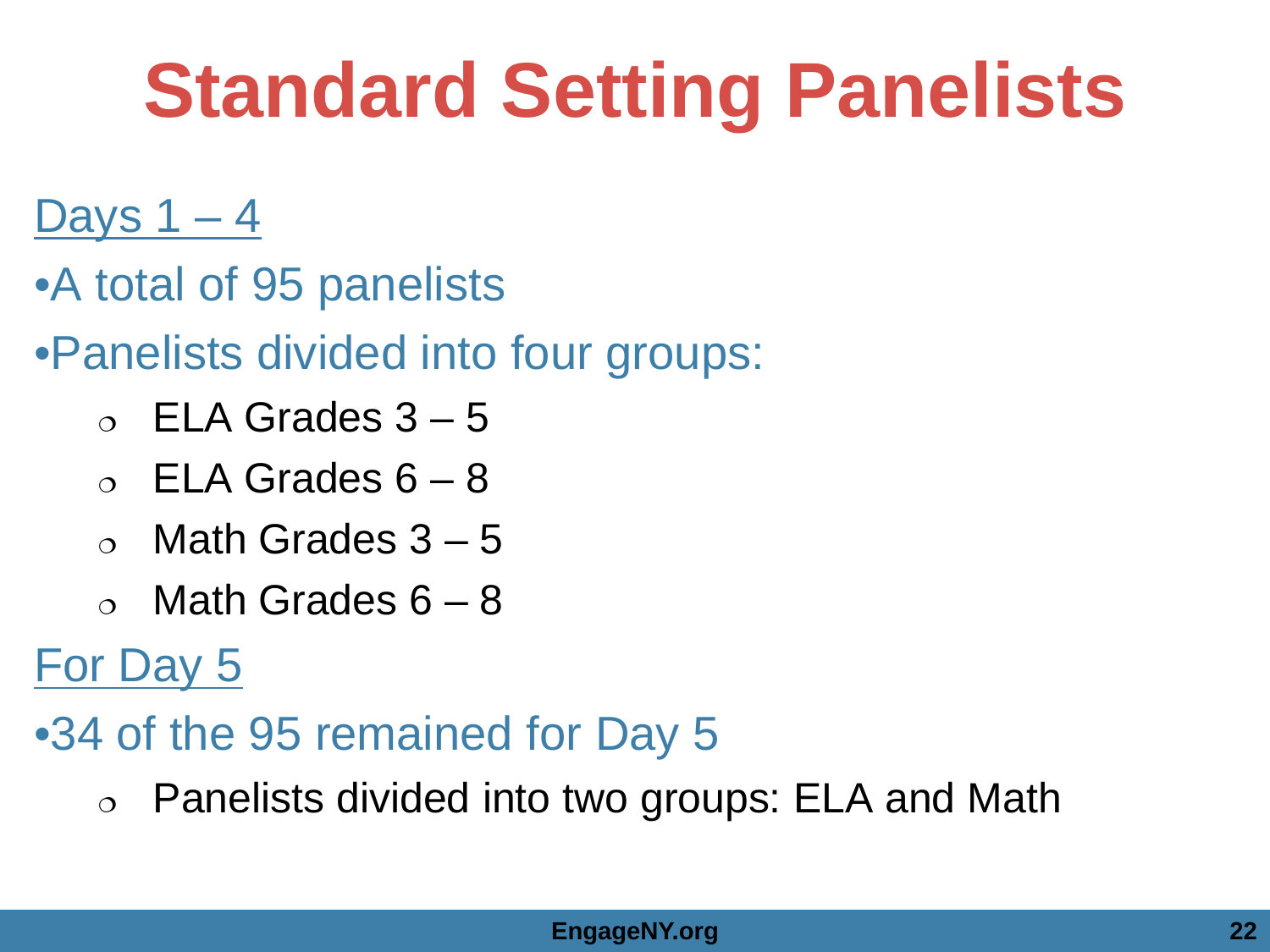# Standard Setting Panelists

Days 1 – 4

- A total of 95 panelists
- Panelists divided into four groups:
  - ELA Grades 3 – 5
  - ELA Grades 6 – 8
  - Math Grades 3 – 5
  - Math Grades 6 – 8

For Day 5

- 34 of the 95 remained for Day 5
  - Panelists divided into two groups: ELA and Math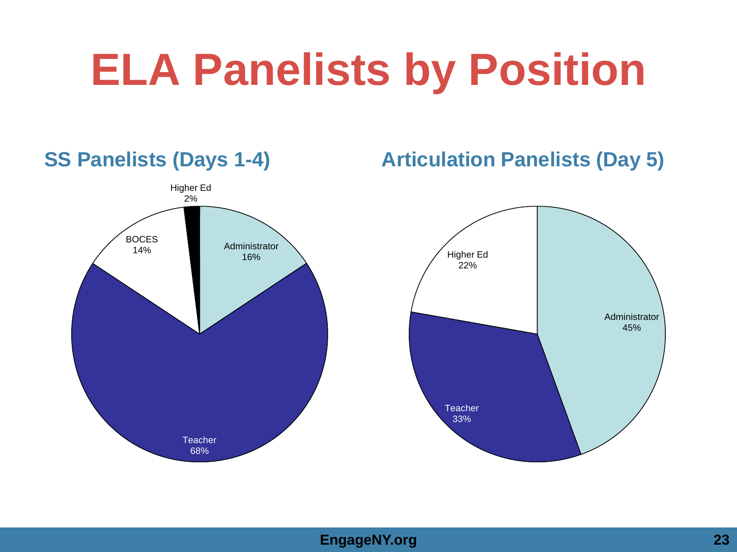# ELA Panelists by Position

## SS Panelists (Days 1-4)

| Position | Percentage |
|---|---|
| Teacher | 68% |
| Administrator | 16% |
| BOCES | 14% |
| Higher Ed | 2% |

## Articulation Panelists (Day 5)

| Position | Percentage |
|---|---|
| Administrator | 45% |
| Teacher | 33% |
| Higher Ed | 22% |

EngageNY.org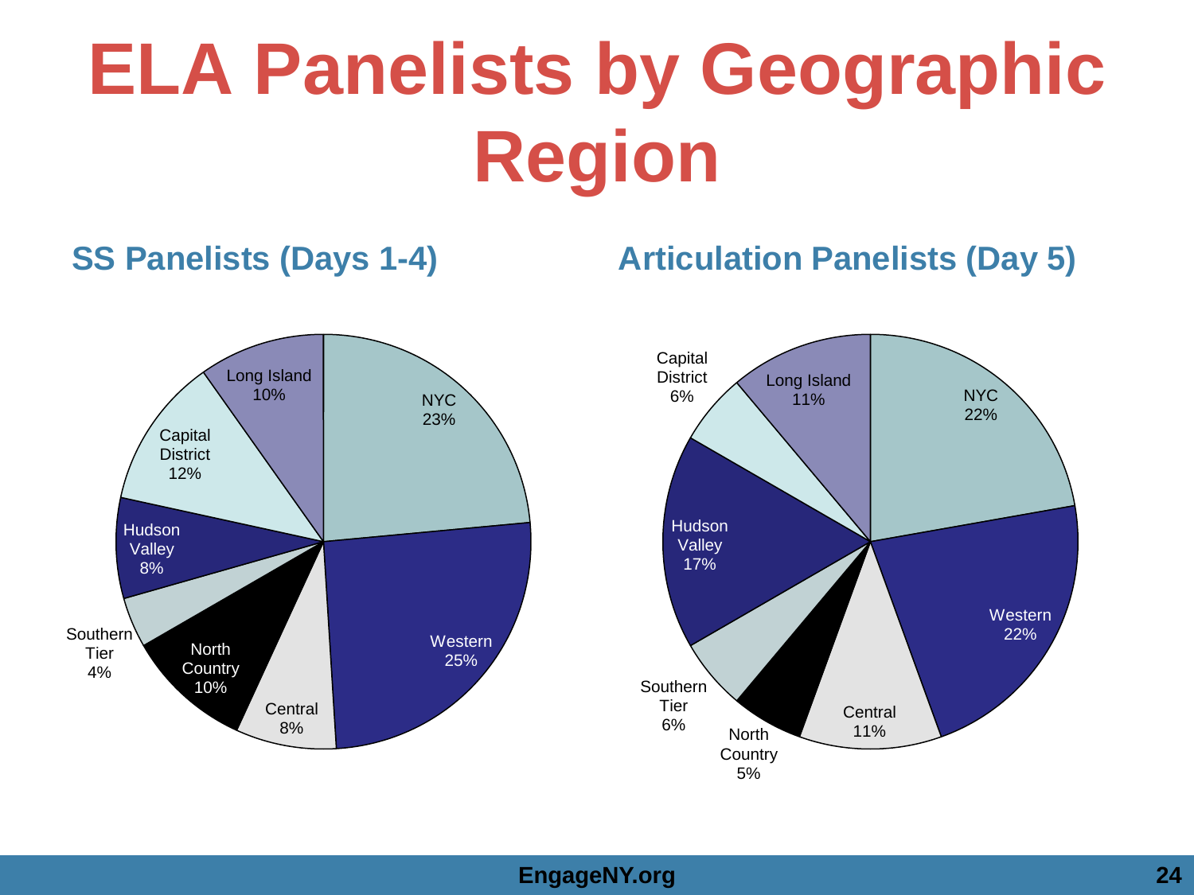# ELA Panelists by Geographic Region

## SS Panelists (Days 1-4)

| Region | Percentage |
| --- | --- |
| NYC | 23% |
| Western | 25% |
| Central | 8% |
| North Country | 10% |
| Southern Tier | 4% |
| Hudson Valley | 8% |
| Capital District | 12% |
| Long Island | 10% |

## Articulation Panelists (Day 5)

| Region | Percentage |
| --- | --- |
| NYC | 22% |
| Western | 22% |
| Central | 11% |
| North Country | 5% |
| Southern Tier | 6% |
| Hudson Valley | 17% |
| Capital District | 6% |
| Long Island | 11% |

EngageNY.org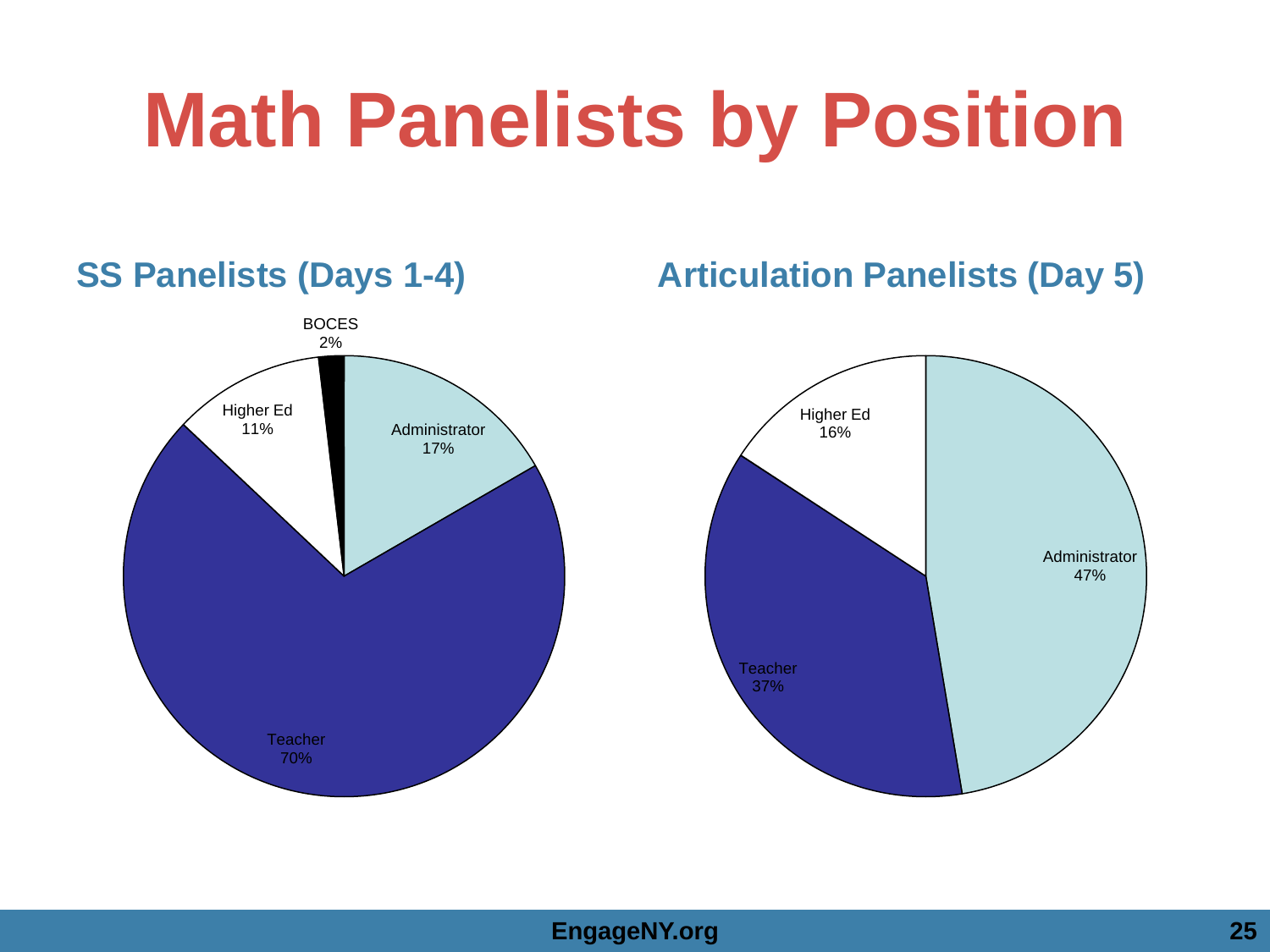# Math Panelists by Position

## SS Panelists (Days 1-4)

BOCES
2%

Higher Ed
11%

Administrator
17%

Teacher
70%

## Articulation Panelists (Day 5)

Higher Ed
16%

Administrator
47%

Teacher
37%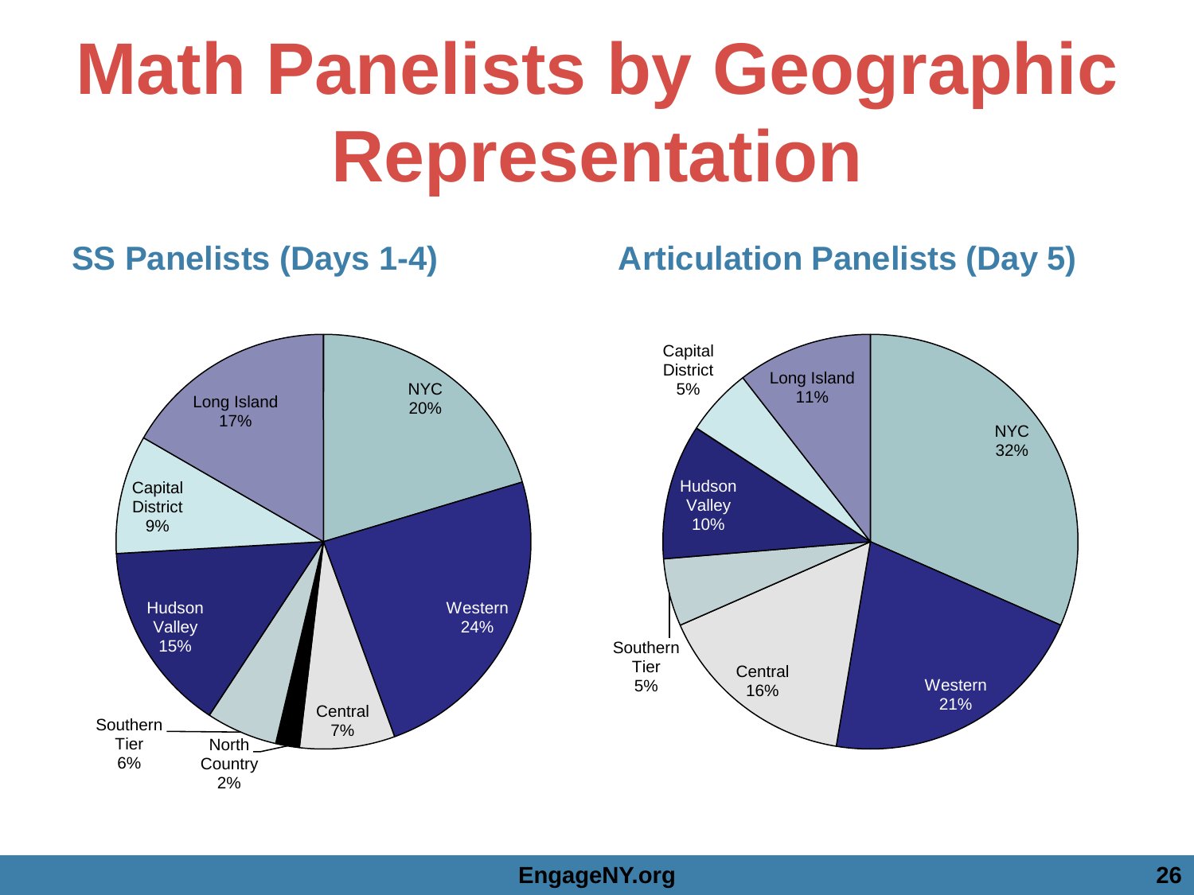# Math Panelists by Geographic Representation

## SS Panelists (Days 1-4)

| Region | Percent |
|---|---|
| NYC | 20% |
| Western | 24% |
| Central | 7% |
| North Country | 2% |
| Southern Tier | 6% |
| Hudson Valley | 15% |
| Capital District | 9% |
| Long Island | 17% |

## Articulation Panelists (Day 5)

| Region | Percent |
|---|---|
| NYC | 32% |
| Western | 21% |
| Central | 16% |
| Southern Tier | 5% |
| Hudson Valley | 10% |
| Capital District | 5% |
| Long Island | 11% |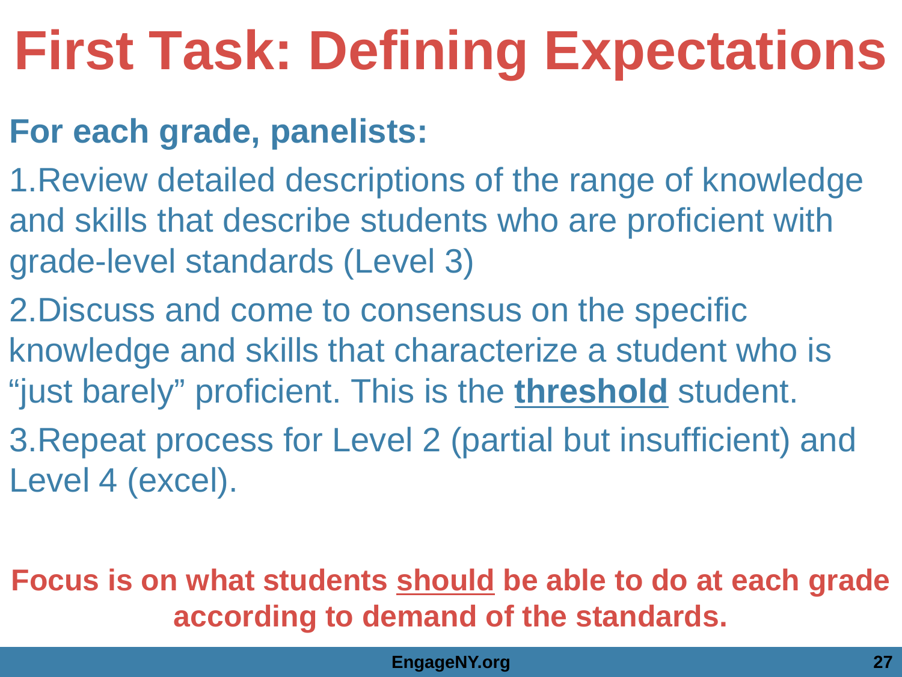# First Task: Defining Expectations

**For each grade, panelists:**

1. Review detailed descriptions of the range of knowledge and skills that describe students who are proficient with grade-level standards (Level 3)
2. Discuss and come to consensus on the specific knowledge and skills that characterize a student who is "just barely" proficient. This is the **threshold** student.
3. Repeat process for Level 2 (partial but insufficient) and Level 4 (excel).

**Focus is on what students should be able to do at each grade according to demand of the standards.**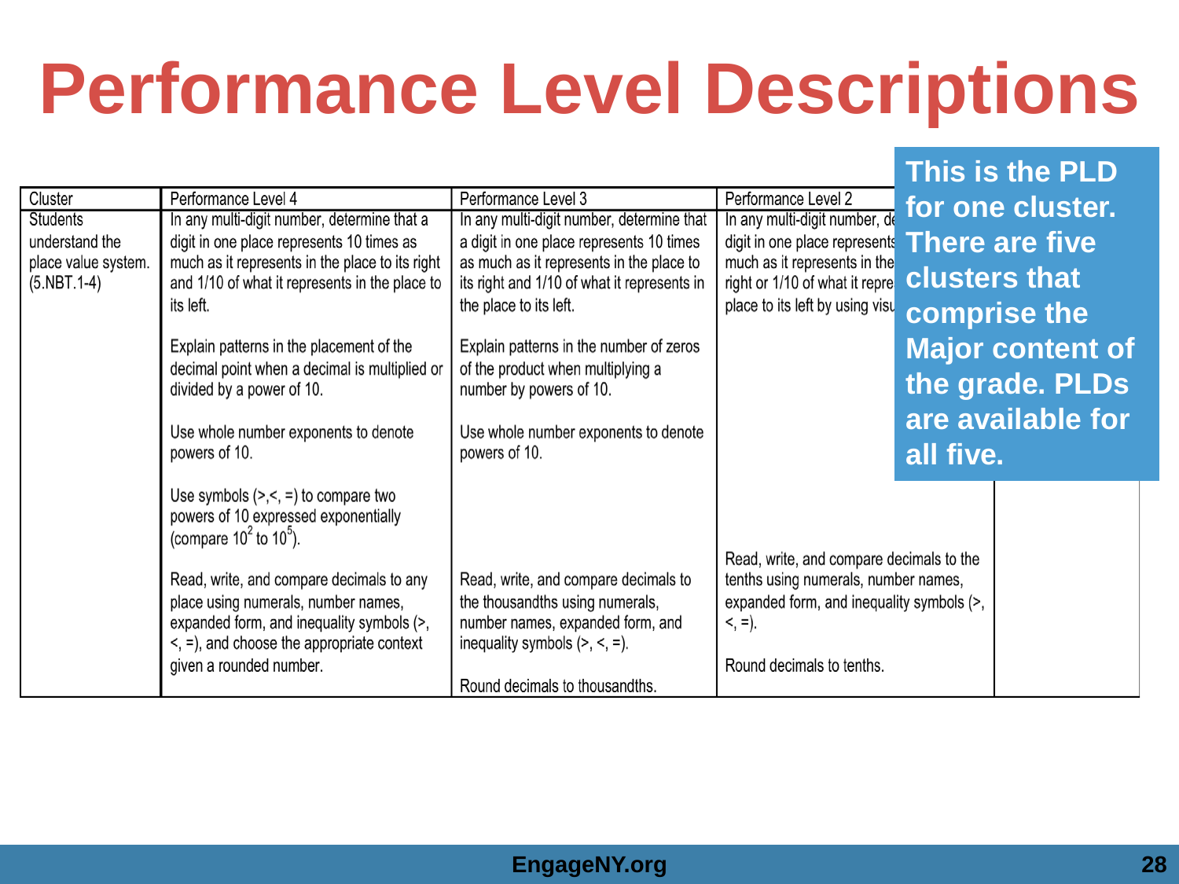# Performance Level Descriptions

| Cluster | Performance Level 4 | Performance Level 3 | Performance Level 2 | |
|---|---|---|---|---|
| Students understand the place value system. (5.NBT.1-4) | In any multi-digit number, determine that a digit in one place represents 10 times as much as it represents in the place to its right and 1/10 of what it represents in the place to its left.<br><br>Explain patterns in the placement of the decimal point when a decimal is multiplied or divided by a power of 10.<br><br>Use whole number exponents to denote powers of 10.<br><br>Use symbols (>,<, =) to compare two powers of 10 expressed exponentially (compare $10^2$ to $10^5$).<br><br>Read, write, and compare decimals to any place using numerals, number names, expanded form, and inequality symbols (>, <, =), and choose the appropriate context given a rounded number. | In any multi-digit number, determine that a digit in one place represents 10 times as much as it represents in the place to its right and 1/10 of what it represents in the place to its left.<br><br>Explain patterns in the number of zeros of the product when multiplying a number by powers of 10.<br><br>Use whole number exponents to denote powers of 10.<br><br>Read, write, and compare decimals to the thousandths using numerals, number names, expanded form, and inequality symbols (>, <, =).<br><br>Round decimals to thousandths. | In any multi-digit number, de digit in one place represents much as it represents in the right or 1/10 of what it repre place to its left by using visu<br><br>Read, write, and compare decimals to the tenths using numerals, number names, expanded form, and inequality symbols (>, <, =).<br><br>Round decimals to tenths. | |

**This is the PLD for one cluster. There are five clusters that comprise the Major content of the grade. PLDs are available for all five.**

EngageNY.org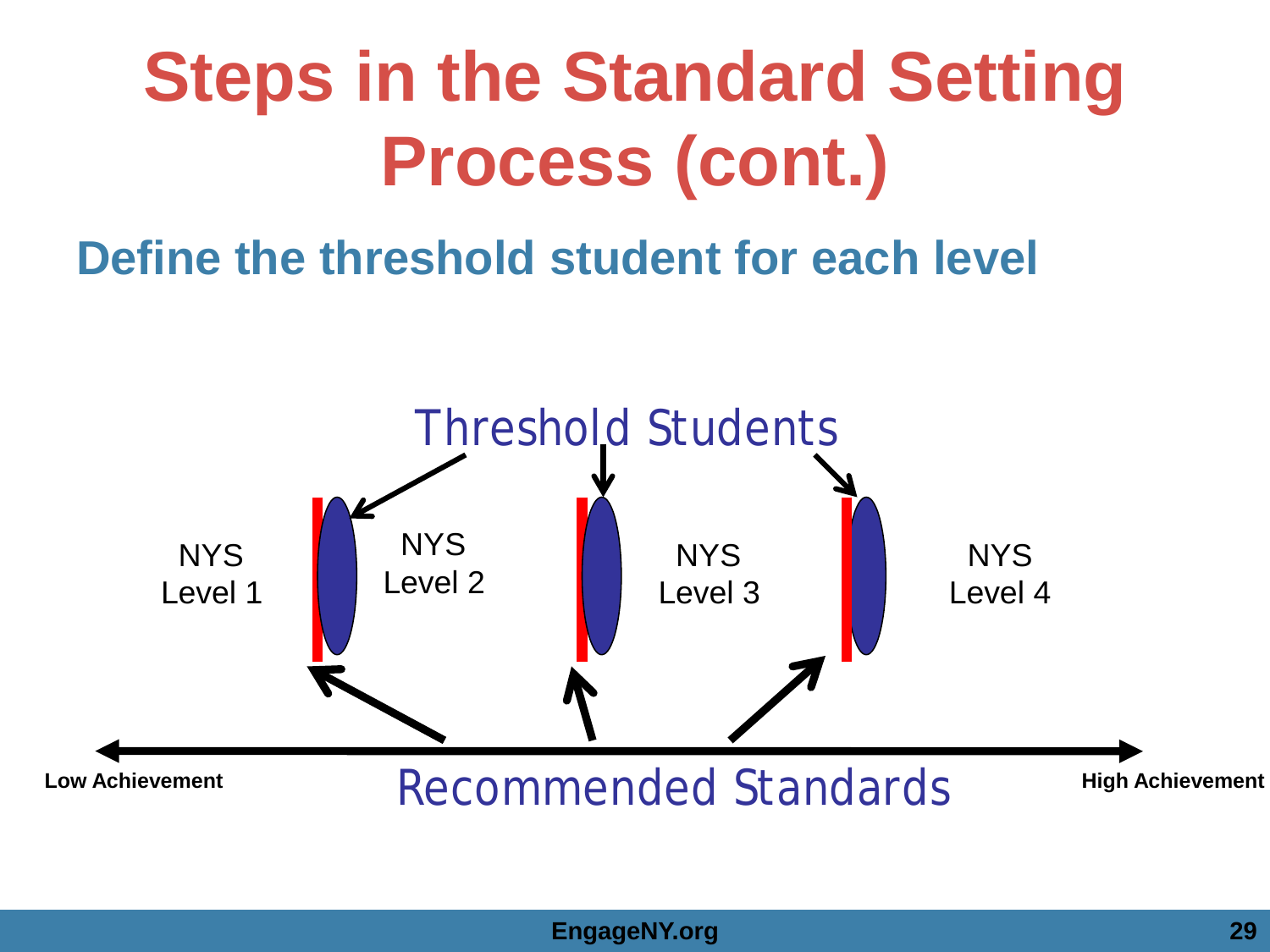# Steps in the Standard Setting Process (cont.)

## Define the threshold student for each level

Threshold Students

NYS Level 1

NYS Level 2

NYS Level 3

NYS Level 4

Low Achievement

Recommended Standards

High Achievement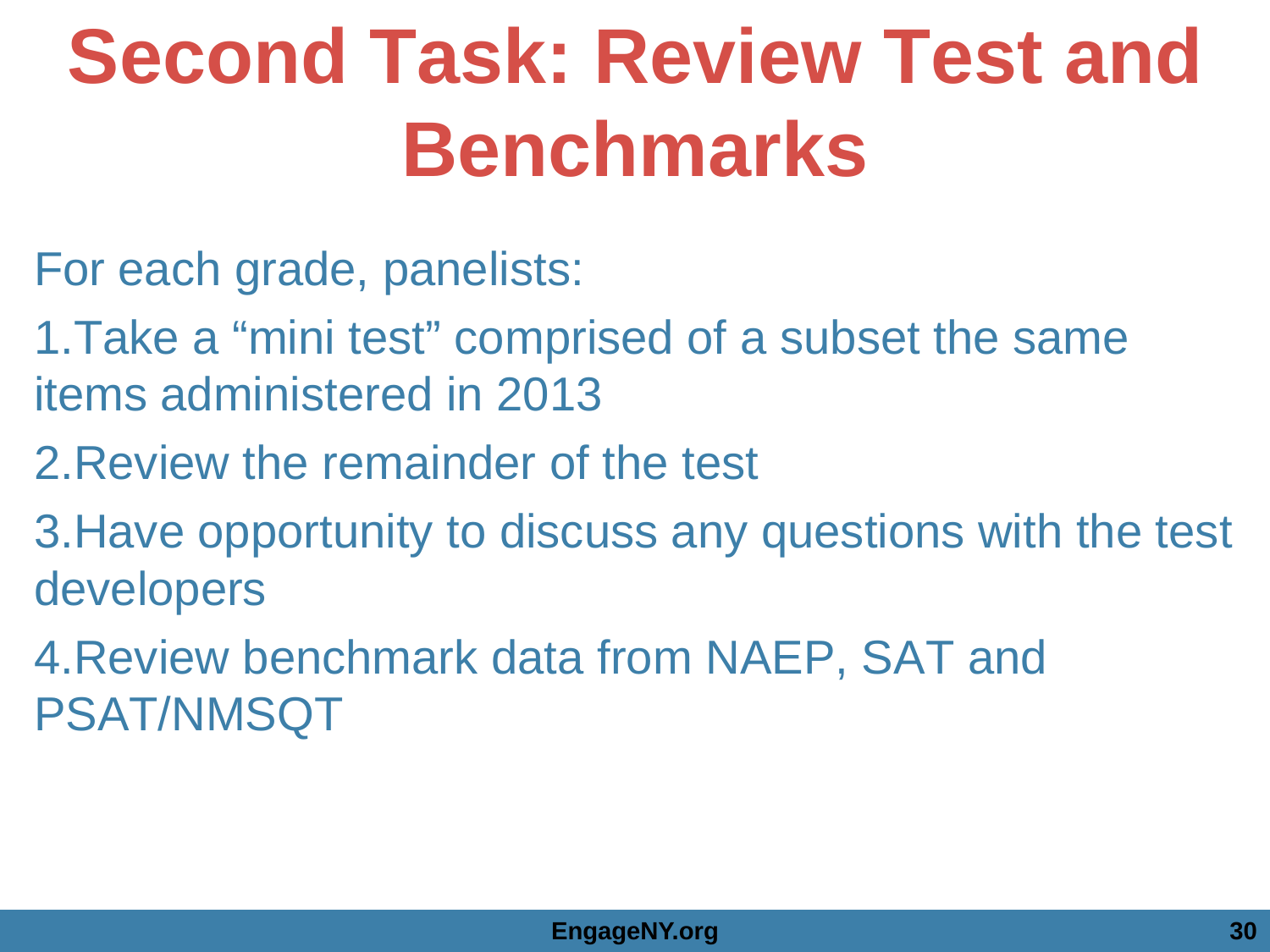# Second Task: Review Test and Benchmarks

For each grade, panelists:

1. Take a “mini test” comprised of a subset the same items administered in 2013
2. Review the remainder of the test
3. Have opportunity to discuss any questions with the test developers
4. Review benchmark data from NAEP, SAT and PSAT/NMSQT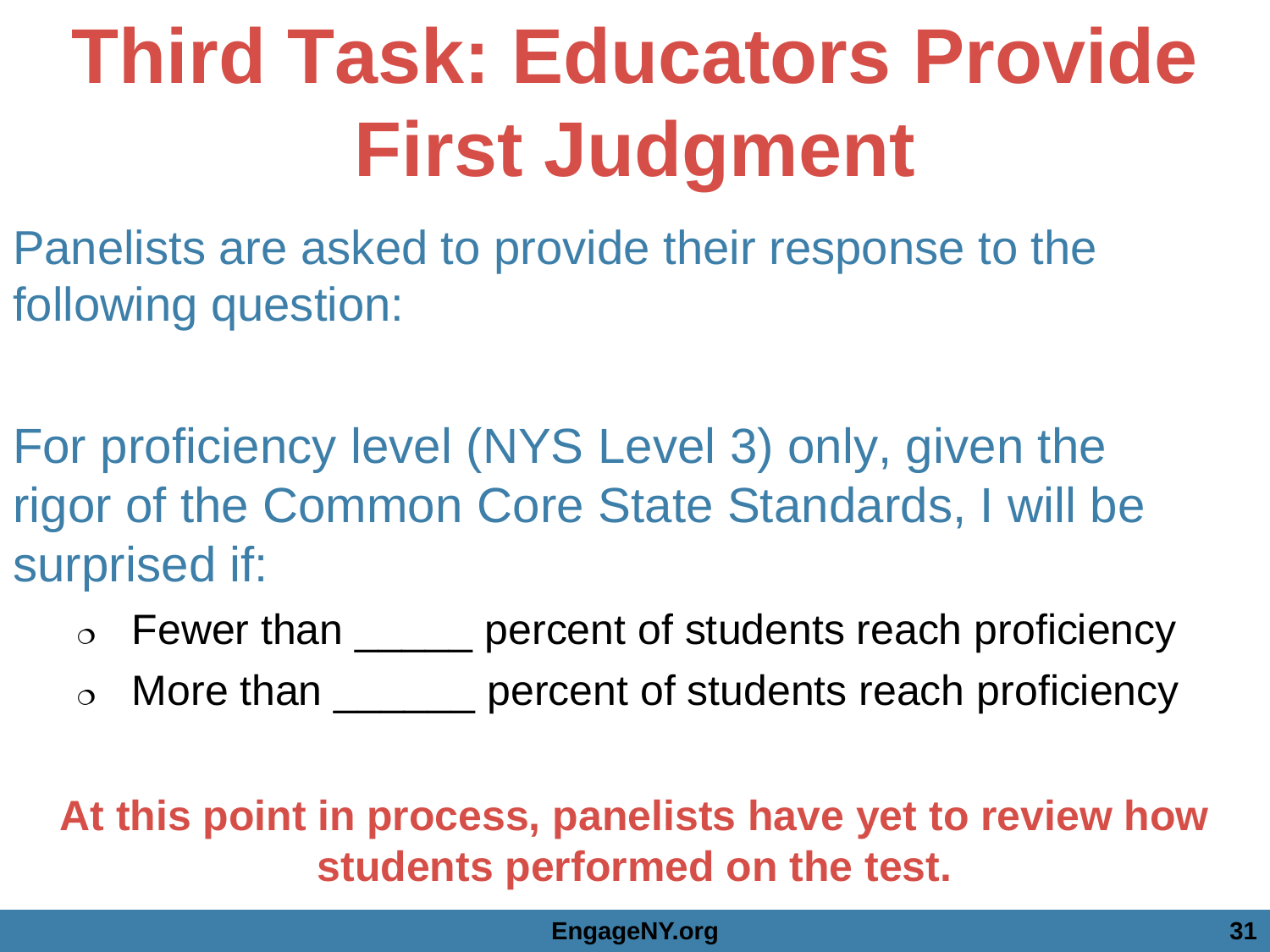# Third Task: Educators Provide First Judgment

Panelists are asked to provide their response to the following question:

For proficiency level (NYS Level 3) only, given the rigor of the Common Core State Standards, I will be surprised if:

- Fewer than _____ percent of students reach proficiency
- More than ______ percent of students reach proficiency

**At this point in process, panelists have yet to review how students performed on the test.**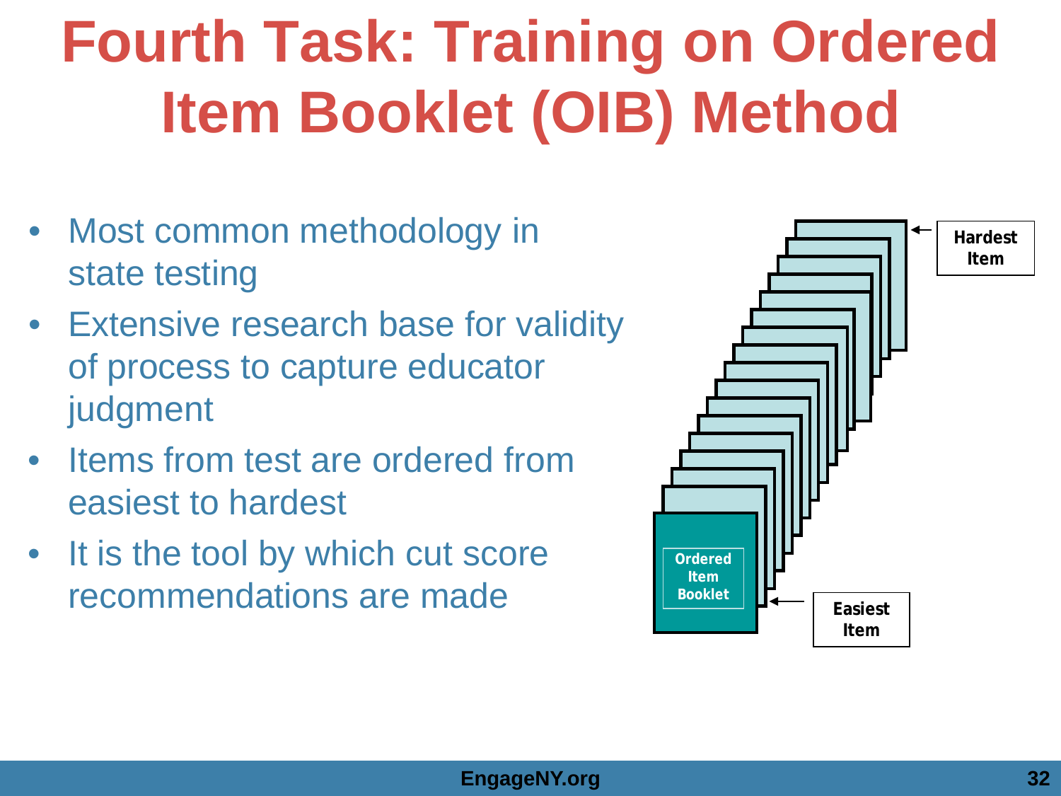# Fourth Task: Training on Ordered Item Booklet (OIB) Method

- Most common methodology in state testing
- Extensive research base for validity of process to capture educator judgment
- Items from test are ordered from easiest to hardest
- It is the tool by which cut score recommendations are made

Hardest Item

Ordered Item Booklet

Easiest Item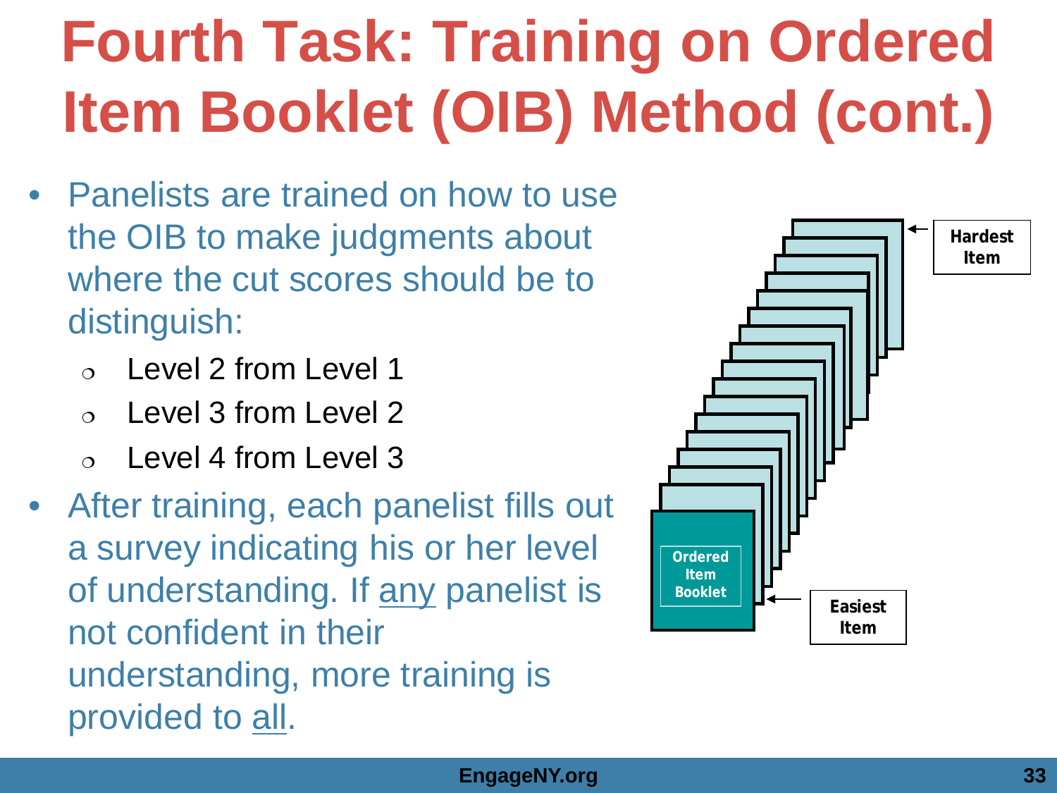# Fourth Task: Training on Ordered Item Booklet (OIB) Method (cont.)

- Panelists are trained on how to use the OIB to make judgments about where the cut scores should be to distinguish:
  - Level 2 from Level 1
  - Level 3 from Level 2
  - Level 4 from Level 3
- After training, each panelist fills out a survey indicating his or her level of understanding. If any panelist is not confident in their understanding, more training is provided to all.

Hardest Item

Ordered Item Booklet

Easiest Item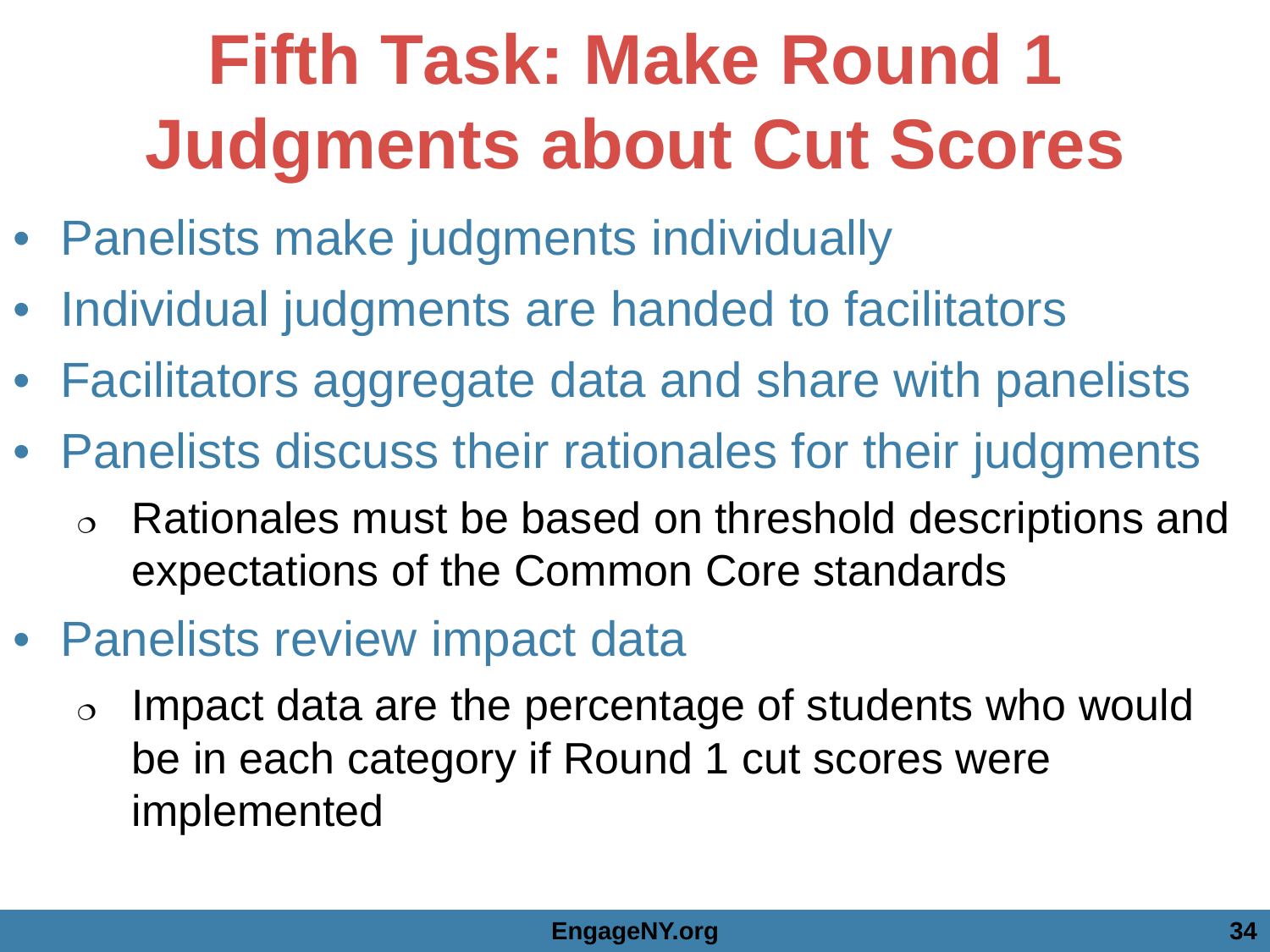# Fifth Task: Make Round 1 Judgments about Cut Scores

- Panelists make judgments individually
- Individual judgments are handed to facilitators
- Facilitators aggregate data and share with panelists
- Panelists discuss their rationales for their judgments
  - Rationales must be based on threshold descriptions and expectations of the Common Core standards
- Panelists review impact data
  - Impact data are the percentage of students who would be in each category if Round 1 cut scores were implemented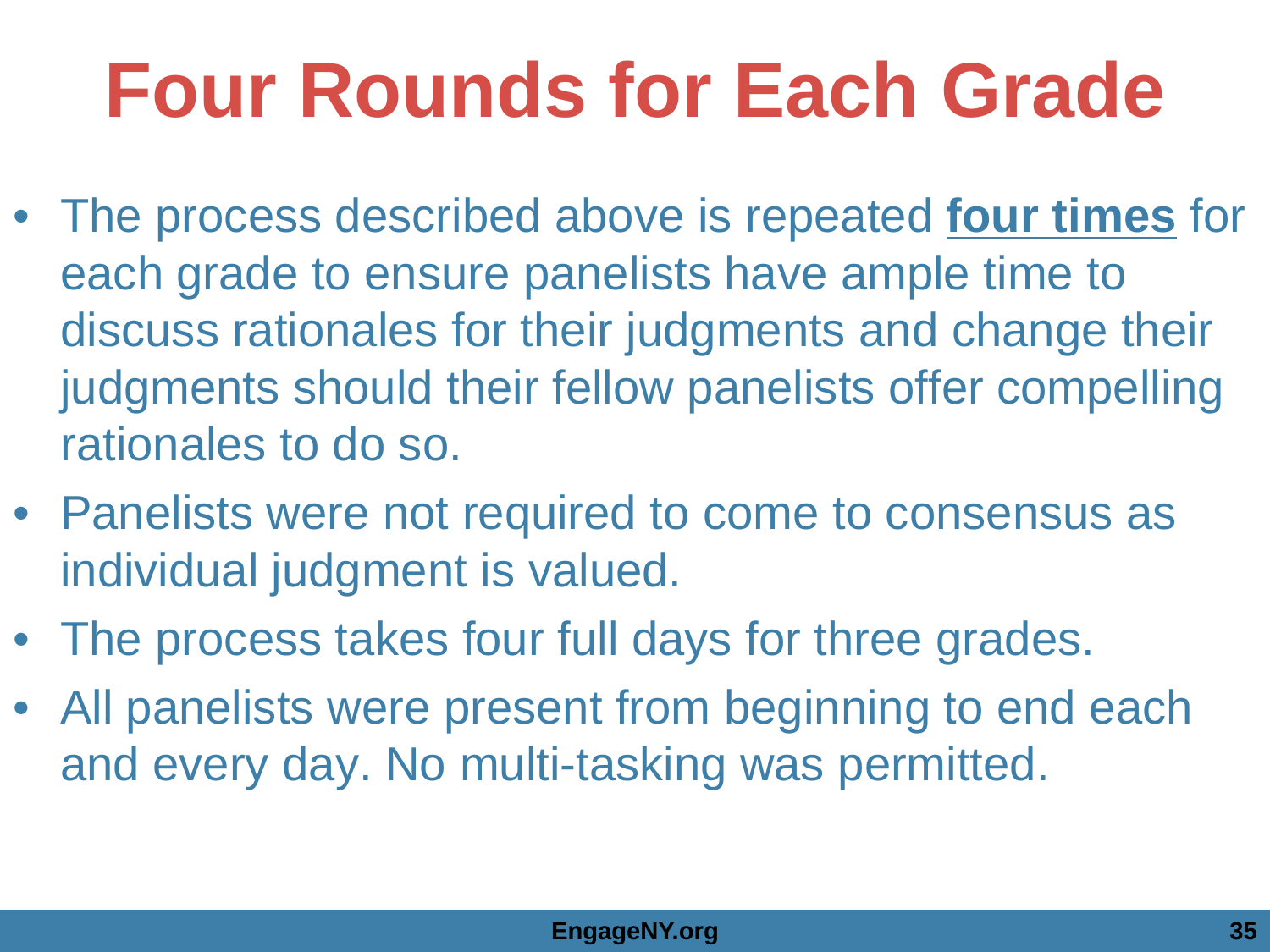# Four Rounds for Each Grade

- The process described above is repeated **four times** for each grade to ensure panelists have ample time to discuss rationales for their judgments and change their judgments should their fellow panelists offer compelling rationales to do so.
- Panelists were not required to come to consensus as individual judgment is valued.
- The process takes four full days for three grades.
- All panelists were present from beginning to end each and every day. No multi-tasking was permitted.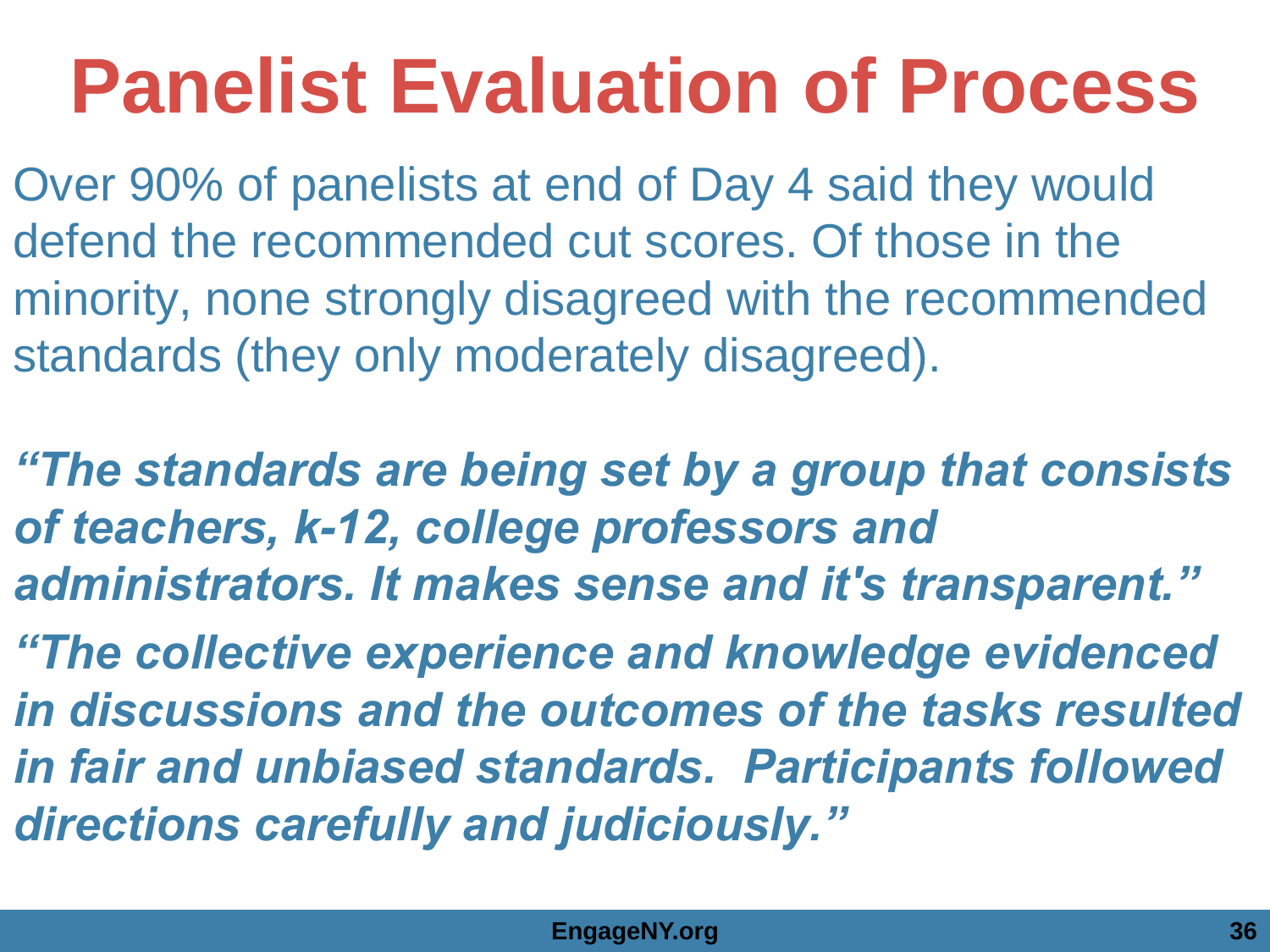# Panelist Evaluation of Process

Over 90% of panelists at end of Day 4 said they would defend the recommended cut scores. Of those in the minority, none strongly disagreed with the recommended standards (they only moderately disagreed).

***"The standards are being set by a group that consists of teachers, k-12, college professors and administrators. It makes sense and it's transparent."***

***"The collective experience and knowledge evidenced in discussions and the outcomes of the tasks resulted in fair and unbiased standards. Participants followed directions carefully and judiciously."***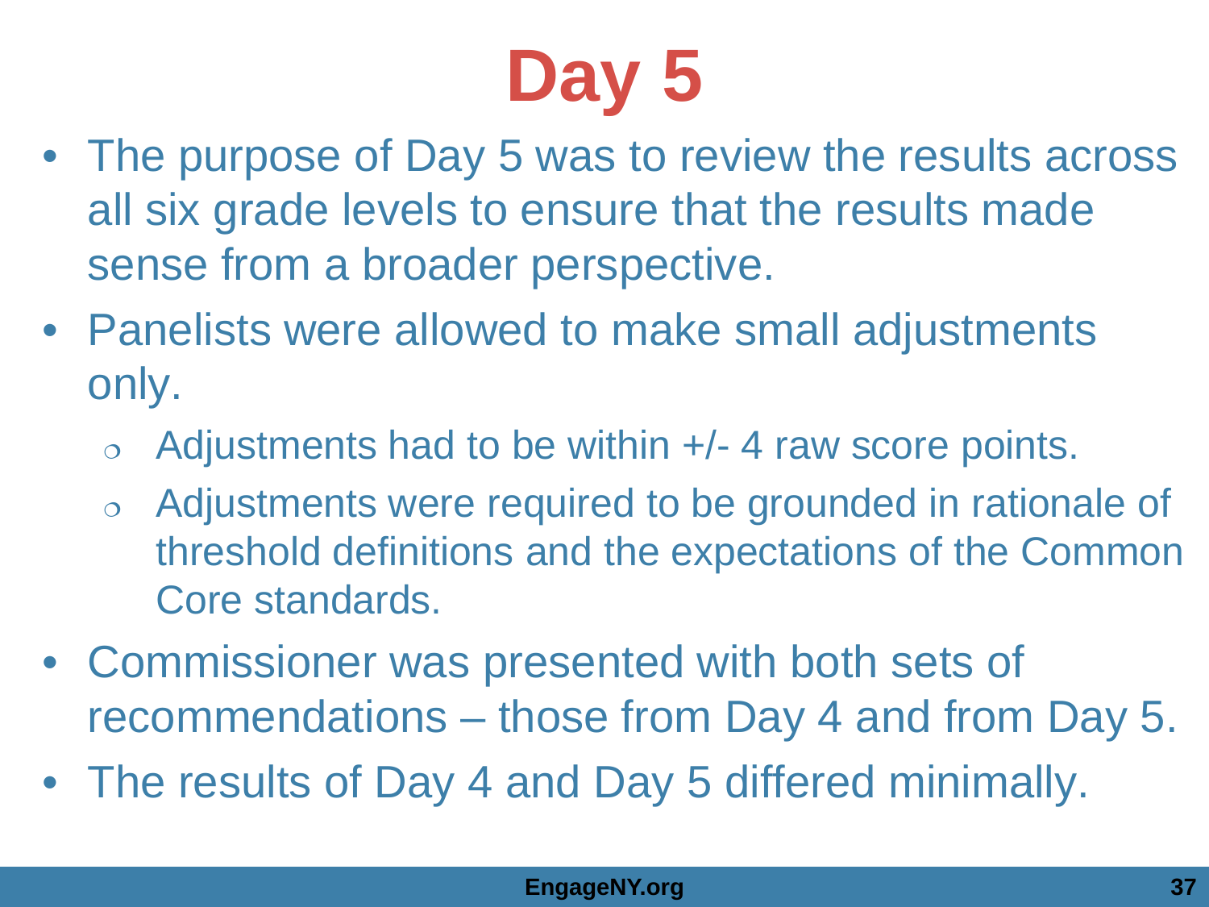# Day 5

- The purpose of Day 5 was to review the results across all six grade levels to ensure that the results made sense from a broader perspective.
- Panelists were allowed to make small adjustments only.
  - Adjustments had to be within +/- 4 raw score points.
  - Adjustments were required to be grounded in rationale of threshold definitions and the expectations of the Common Core standards.
- Commissioner was presented with both sets of recommendations – those from Day 4 and from Day 5.
- The results of Day 4 and Day 5 differed minimally.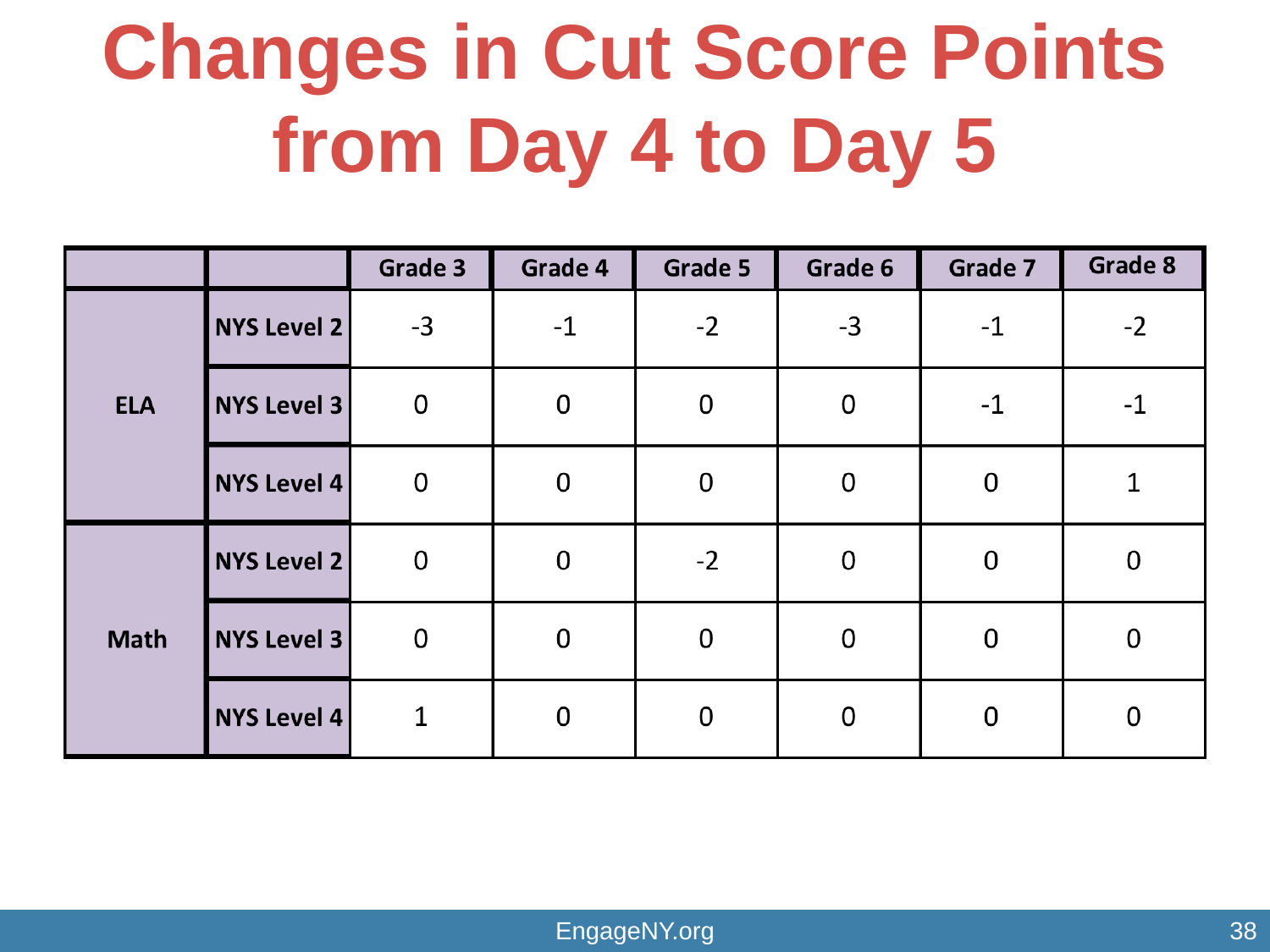# Changes in Cut Score Points from Day 4 to Day 5

| | | Grade 3 | Grade 4 | Grade 5 | Grade 6 | Grade 7 | Grade 8 |
|---|---|---|---|---|---|---|---|
| ELA | NYS Level 2 | -3 | -1 | -2 | -3 | -1 | -2 |
| | NYS Level 3 | 0 | 0 | 0 | 0 | -1 | -1 |
| | NYS Level 4 | 0 | 0 | 0 | 0 | 0 | 1 |
| Math | NYS Level 2 | 0 | 0 | -2 | 0 | 0 | 0 |
| | NYS Level 3 | 0 | 0 | 0 | 0 | 0 | 0 |
| | NYS Level 4 | 1 | 0 | 0 | 0 | 0 | 0 |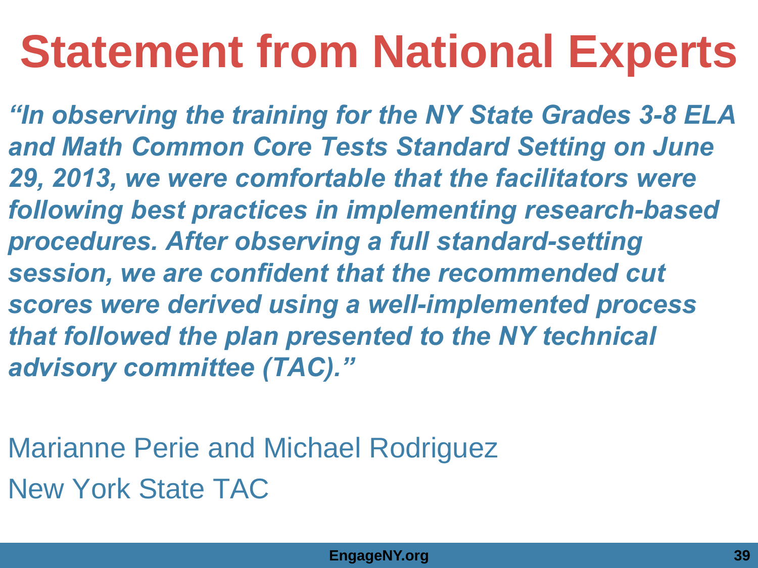# Statement from National Experts

***"In observing the training for the NY State Grades 3-8 ELA and Math Common Core Tests Standard Setting on June 29, 2013, we were comfortable that the facilitators were following best practices in implementing research-based procedures. After observing a full standard-setting session, we are confident that the recommended cut scores were derived using a well-implemented process that followed the plan presented to the NY technical advisory committee (TAC)."***

Marianne Perie and Michael Rodriguez

New York State TAC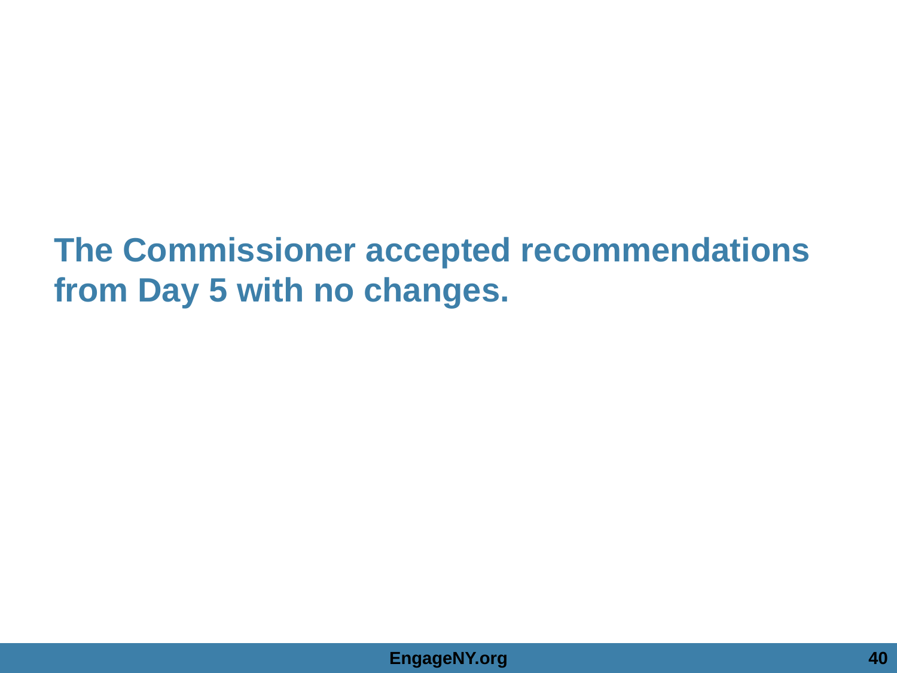**The Commissioner accepted recommendations from Day 5 with no changes.**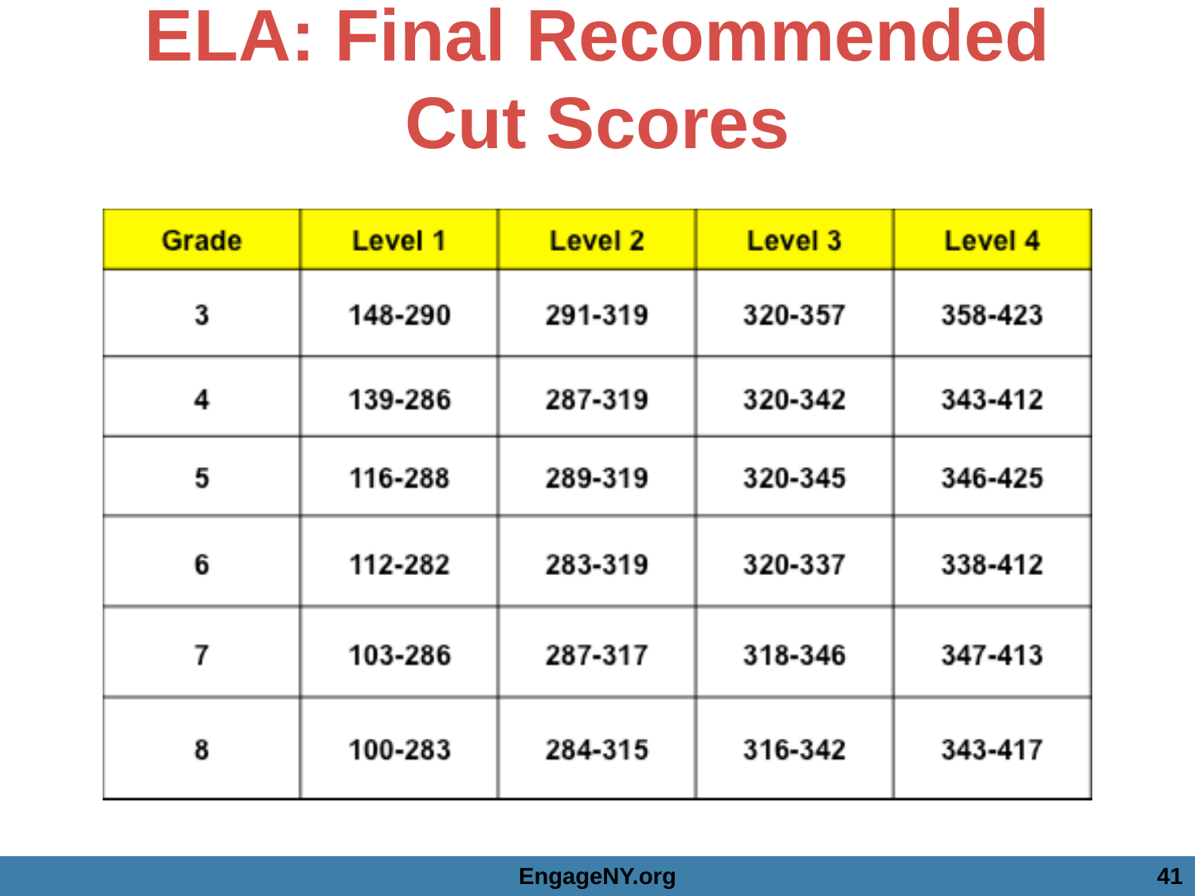# ELA: Final Recommended Cut Scores

| Grade | Level 1 | Level 2 | Level 3 | Level 4 |
|---|---|---|---|---|
| 3 | 148-290 | 291-319 | 320-357 | 358-423 |
| 4 | 139-286 | 287-319 | 320-342 | 343-412 |
| 5 | 116-288 | 289-319 | 320-345 | 346-425 |
| 6 | 112-282 | 283-319 | 320-337 | 338-412 |
| 7 | 103-286 | 287-317 | 318-346 | 347-413 |
| 8 | 100-283 | 284-315 | 316-342 | 343-417 |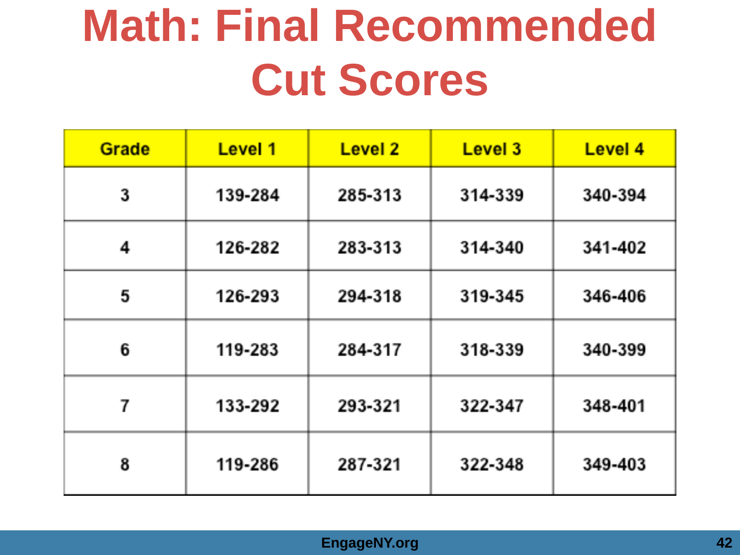# Math: Final Recommended Cut Scores

| Grade | Level 1 | Level 2 | Level 3 | Level 4 |
|---|---|---|---|---|
| 3 | 139-284 | 285-313 | 314-339 | 340-394 |
| 4 | 126-282 | 283-313 | 314-340 | 341-402 |
| 5 | 126-293 | 294-318 | 319-345 | 346-406 |
| 6 | 119-283 | 284-317 | 318-339 | 340-399 |
| 7 | 133-292 | 293-321 | 322-347 | 348-401 |
| 8 | 119-286 | 287-321 | 322-348 | 349-403 |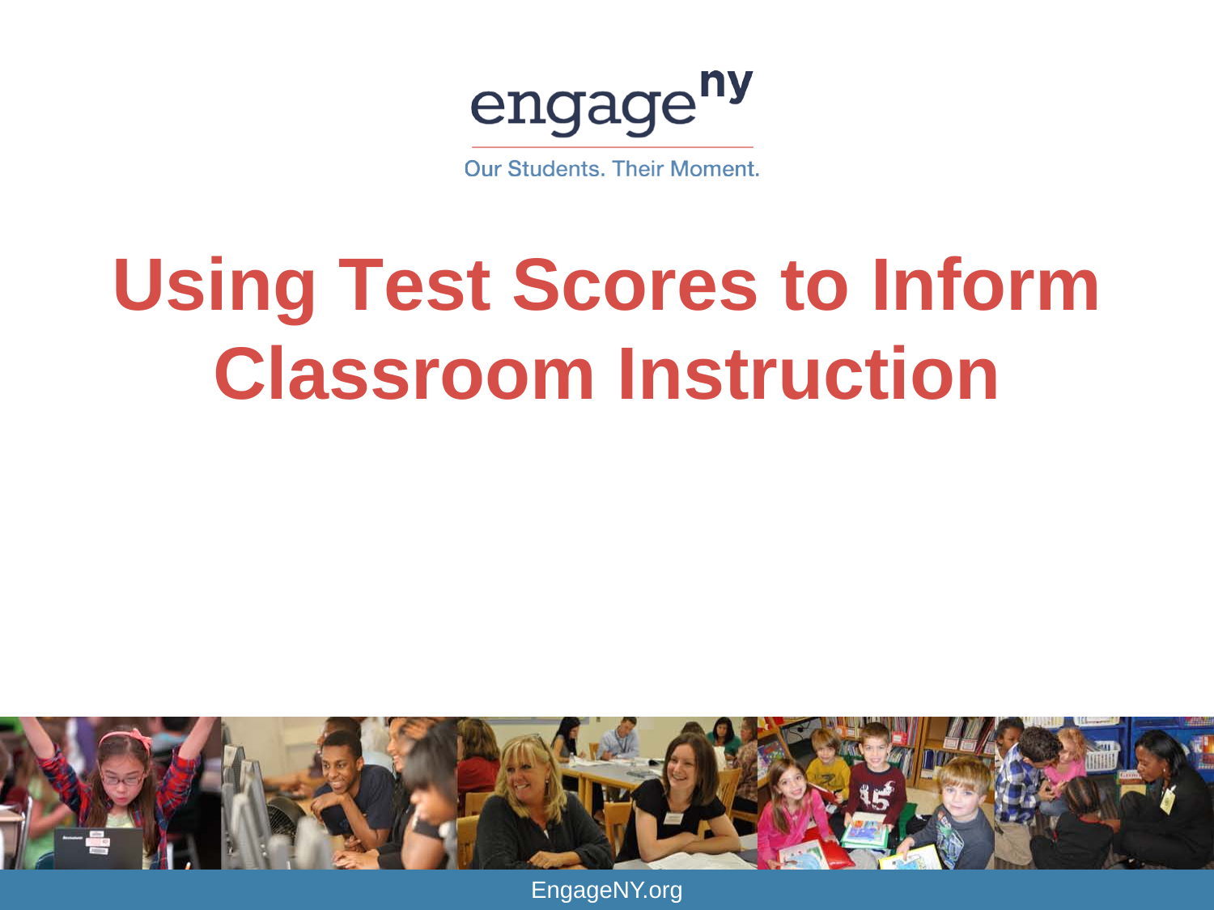engage^ny

Our Students. Their Moment.

# Using Test Scores to Inform Classroom Instruction

EngageNY.org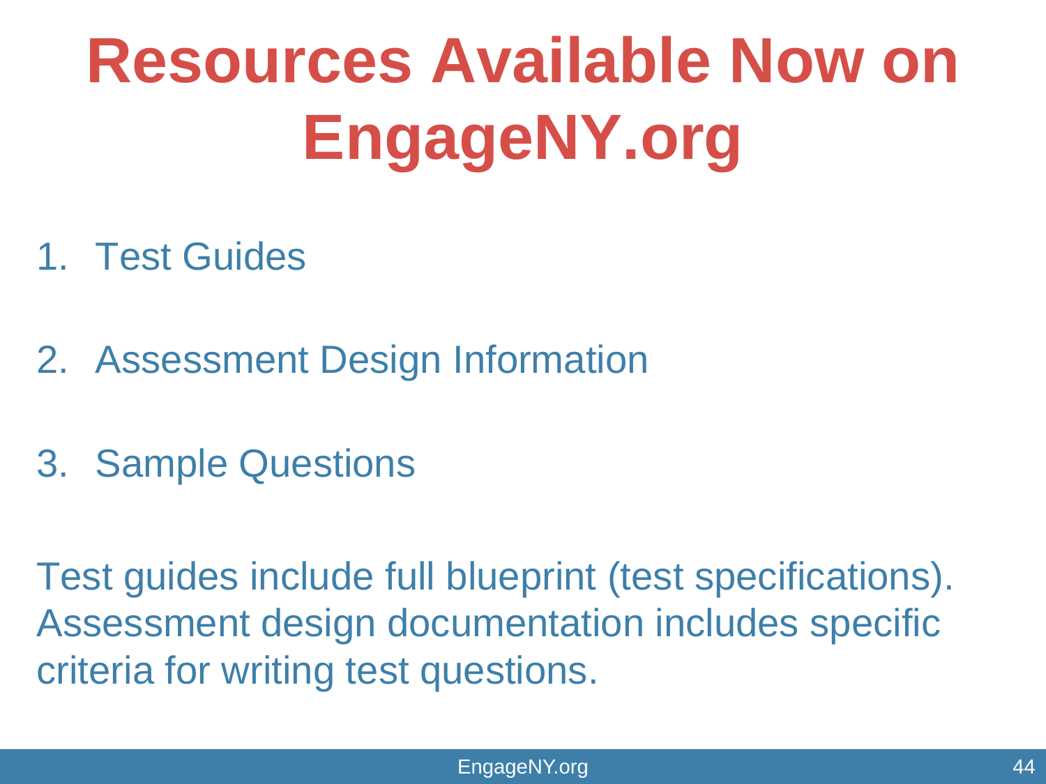# Resources Available Now on EngageNY.org

1. Test Guides

2. Assessment Design Information

3. Sample Questions

Test guides include full blueprint (test specifications). Assessment design documentation includes specific criteria for writing test questions.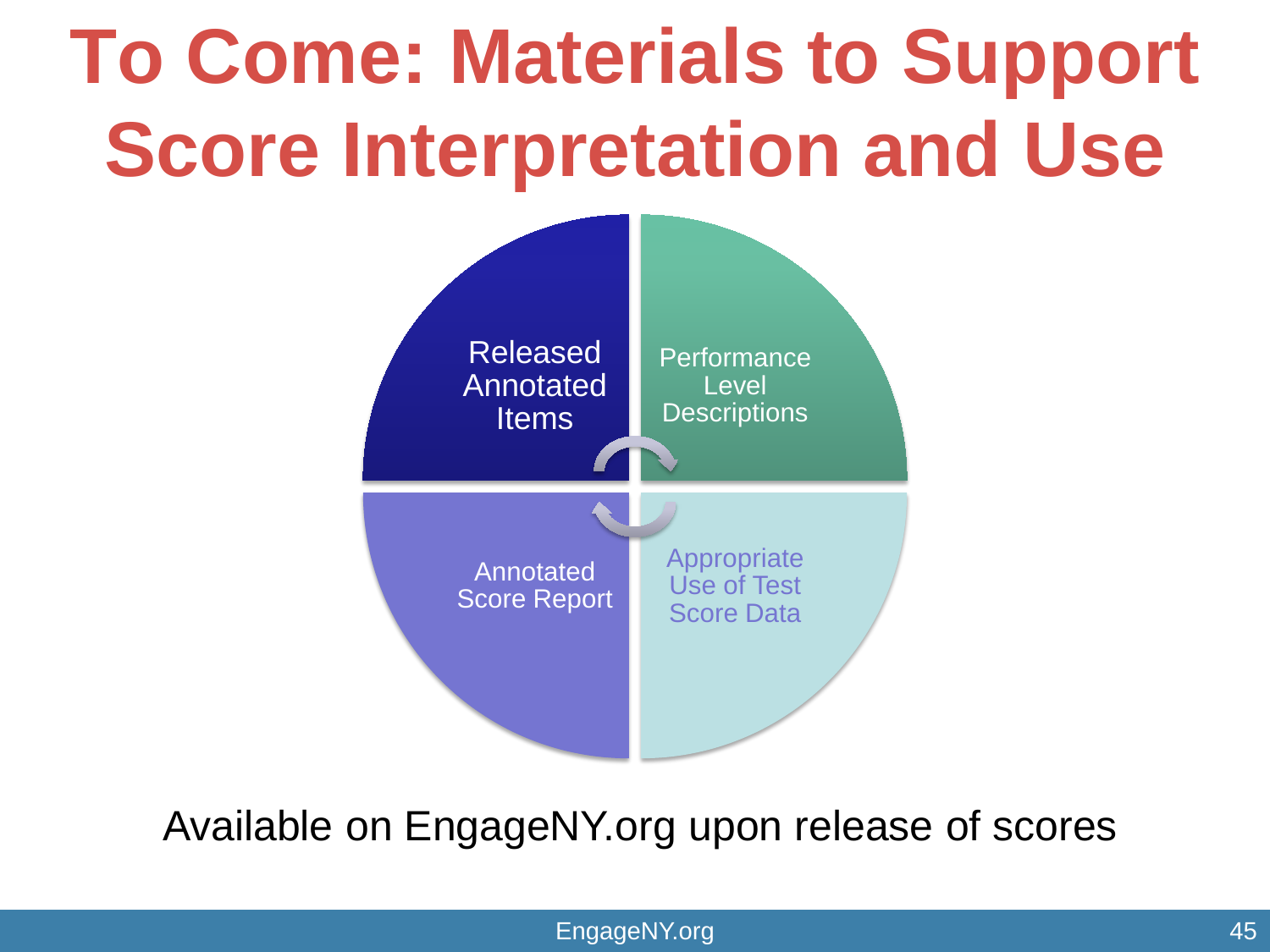# To Come: Materials to Support Score Interpretation and Use

- Released Annotated Items
- Performance Level Descriptions
- Annotated Score Report
- Appropriate Use of Test Score Data

Available on EngageNY.org upon release of scores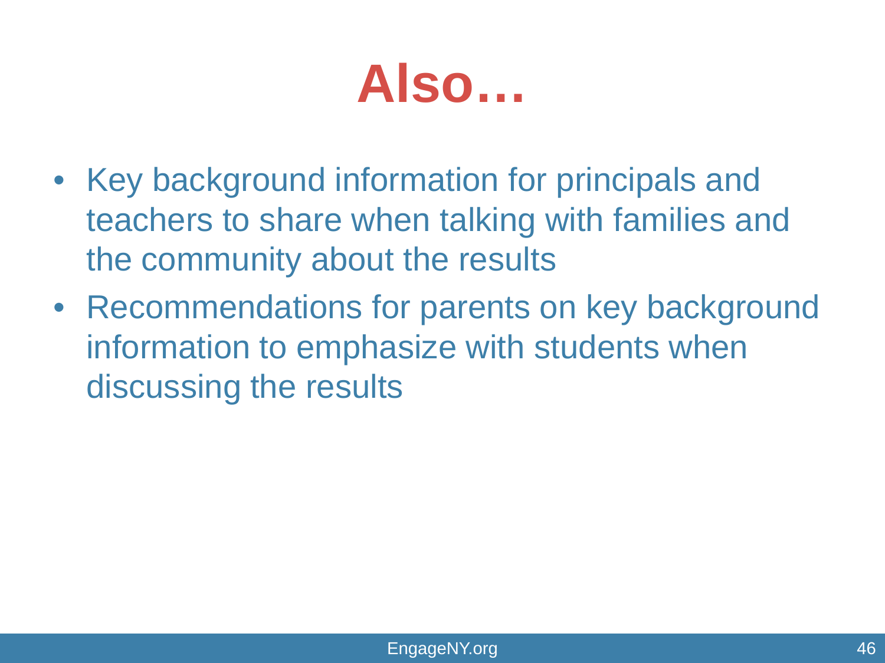# Also…

- Key background information for principals and teachers to share when talking with families and the community about the results
- Recommendations for parents on key background information to emphasize with students when discussing the results